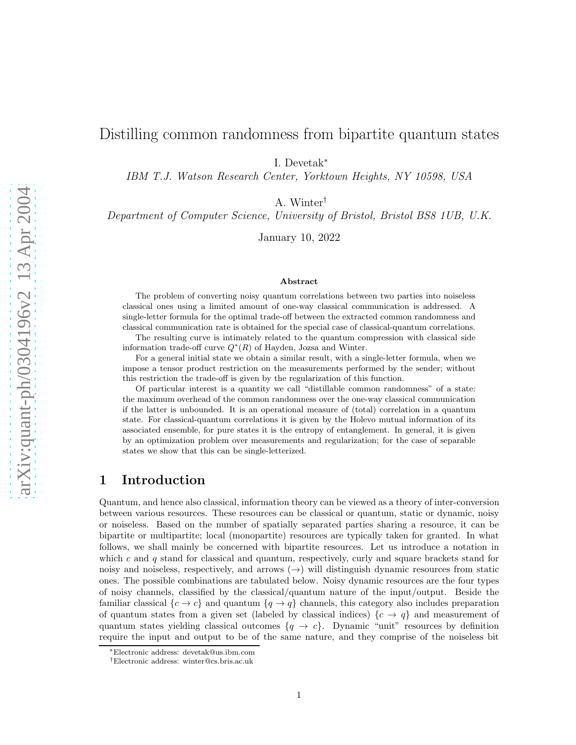# Distilling common randomness from bipartite quantum states

I. Devetak[*]

*IBM T.J. Watson Research Center, Yorktown Heights, NY 10598, USA*

A. Winter[†]

*Department of Computer Science, University of Bristol, Bristol BS8 1UB, U.K.*

January 10, 2022

### Abstract

The problem of converting noisy quantum correlations between two parties into noiseless classical ones using a limited amount of one-way classical communication is addressed. A single-letter formula for the optimal trade-off between the extracted common randomness and classical communication rate is obtained for the special case of classical-quantum correlations.

The resulting curve is intimately related to the quantum compression with classical side information trade-off curve $Q^*(R)$ of Hayden, Jozsa and Winter.

For a general initial state we obtain a similar result, with a single-letter formula, when we impose a tensor product restriction on the measurements performed by the sender; without this restriction the trade-off is given by the regularization of this function.

Of particular interest is a quantity we call "distillable common randomness" of a state: the maximum overhead of the common randomness over the one-way classical communication if the latter is unbounded. It is an operational measure of (total) correlation in a quantum state. For classical-quantum correlations it is given by the Holevo mutual information of its associated ensemble, for pure states it is the entropy of entanglement. In general, it is given by an optimization problem over measurements and regularization; for the case of separable states we show that this can be single-letterized.

## 1 Introduction

Quantum, and hence also classical, information theory can be viewed as a theory of inter-conversion between various resources. These resources can be classical or quantum, static or dynamic, noisy or noiseless. Based on the number of spatially separated parties sharing a resource, it can be bipartite or multipartite; local (monopartite) resources are typically taken for granted. In what follows, we shall mainly be concerned with bipartite resources. Let us introduce a notation in which $c$ and $q$ stand for classical and quantum, respectively, curly and square brackets stand for noisy and noiseless, respectively, and arrows ($\rightarrow$) will distinguish dynamic resources from static ones. The possible combinations are tabulated below. Noisy dynamic resources are the four types of noisy channels, classified by the classical/quantum nature of the input/output. Beside the familiar classical $\{c \rightarrow c\}$ and quantum $\{q \rightarrow q\}$ channels, this category also includes preparation of quantum states from a given set (labeled by classical indices) $\{c \rightarrow q\}$ and measurement of quantum states yielding classical outcomes $\{q \rightarrow c\}$. Dynamic "unit" resources by definition require the input and output to be of the same nature, and they comprise of the noiseless bit

---

[*]Electronic address: devetak@us.ibm.com

[†]Electronic address: winter@cs.bris.ac.uk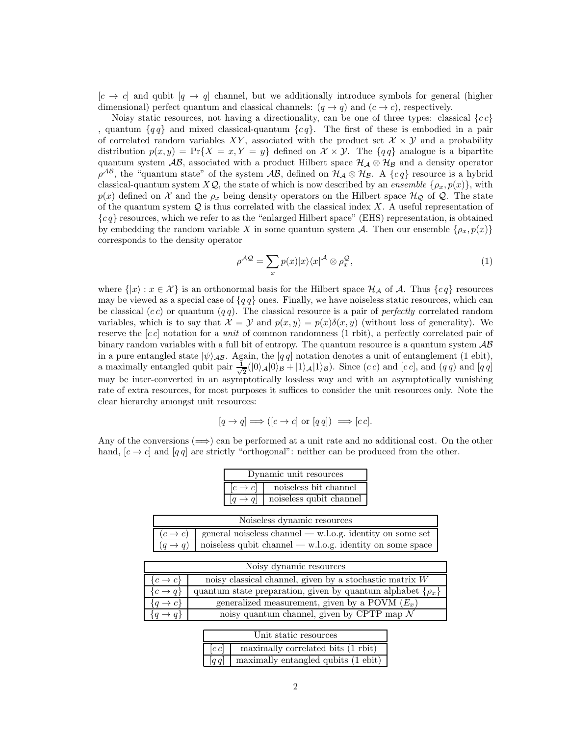$[c \to c]$ and qubit $[q \to q]$ channel, but we additionally introduce symbols for general (higher dimensional) perfect quantum and classical channels: $(q \to q)$ and $(c \to c)$, respectively.

Noisy static resources, not having a directionality, can be one of three types: classical $\{c\,c\}$ , quantum $\{q\,q\}$ and mixed classical-quantum $\{c\,q\}$. The first of these is embodied in a pair of correlated random variables $XY$, associated with the product set $\mathcal{X} \times \mathcal{Y}$ and a probability distribution $p(x,y) = \Pr\{X = x, Y = y\}$ defined on $\mathcal{X} \times \mathcal{Y}$. The $\{q\,q\}$ analogue is a bipartite quantum system $\mathcal{AB}$, associated with a product Hilbert space $\mathcal{H}_\mathcal{A} \otimes \mathcal{H}_\mathcal{B}$ and a density operator $\rho^{\mathcal{AB}}$, the "quantum state" of the system $\mathcal{AB}$, defined on $\mathcal{H}_\mathcal{A} \otimes \mathcal{H}_\mathcal{B}$. A $\{c\,q\}$ resource is a hybrid classical-quantum system $X\mathcal{Q}$, the state of which is now described by an *ensemble* $\{\rho_x, p(x)\}$, with $p(x)$ defined on $\mathcal{X}$ and the $\rho_x$ being density operators on the Hilbert space $\mathcal{H}_\mathcal{Q}$ of $\mathcal{Q}$. The state of the quantum system $\mathcal{Q}$ is thus correlated with the classical index $X$. A useful representation of $\{c\,q\}$ resources, which we refer to as the "enlarged Hilbert space" (EHS) representation, is obtained by embedding the random variable $X$ in some quantum system $\mathcal{A}$. Then our ensemble $\{\rho_x, p(x)\}$ corresponds to the density operator

$$\rho^{\mathcal{AQ}} = \sum_x p(x) |x\rangle\langle x|^{\mathcal{A}} \otimes \rho_x^{\mathcal{Q}}, \tag{1}$$

where $\{|x\rangle : x \in \mathcal{X}\}$ is an orthonormal basis for the Hilbert space $\mathcal{H}_\mathcal{A}$ of $\mathcal{A}$. Thus $\{c\,q\}$ resources may be viewed as a special case of $\{q\,q\}$ ones. Finally, we have noiseless static resources, which can be classical $(c\,c)$ or quantum $(q\,q)$. The classical resource is a pair of *perfectly* correlated random variables, which is to say that $\mathcal{X} = \mathcal{Y}$ and $p(x,y) = p(x)\delta(x,y)$ (without loss of generality). We reserve the $[c\,c]$ notation for a *unit* of common randomness (1 rbit), a perfectly correlated pair of binary random variables with a full bit of entropy. The quantum resource is a quantum system $\mathcal{AB}$ in a pure entangled state $|\psi\rangle_{\mathcal{AB}}$. Again, the $[q\,q]$ notation denotes a unit of entanglement (1 ebit), a maximally entangled qubit pair $\frac{1}{\sqrt{2}}(|0\rangle_\mathcal{A}|0\rangle_\mathcal{B} + |1\rangle_\mathcal{A}|1\rangle_\mathcal{B})$. Since $(c\,c)$ and $[c\,c]$, and $(q\,q)$ and $[q\,q]$ may be inter-converted in an asymptotically lossless way and with an asymptotically vanishing rate of extra resources, for most purposes it suffices to consider the unit resources only. Note the clear hierarchy amongst unit resources:

$$[q \to q] \Longrightarrow ([c \to c] \text{ or } [q\,q]) \Longrightarrow [c\,c].$$

Any of the conversions $(\Longrightarrow)$ can be performed at a unit rate and no additional cost. On the other hand, $[c \to c]$ and $[q\,q]$ are strictly "orthogonal": neither can be produced from the other.

| Dynamic unit resources | |
|---|---|
| $[c \to c]$ | noiseless bit channel |
| $[q \to q]$ | noiseless qubit channel |

| Noiseless dynamic resources | |
|---|---|
| $(c \to c)$ | general noiseless channel — w.l.o.g. identity on some set |
| $(q \to q)$ | noiseless qubit channel — w.l.o.g. identity on some space |

| Noisy dynamic resources | |
|---|---|
| $\{c \to c\}$ | noisy classical channel, given by a stochastic matrix $W$ |
| $\{c \to q\}$ | quantum state preparation, given by quantum alphabet $\{\rho_x\}$ |
| $\{q \to c\}$ | generalized measurement, given by a POVM $(E_x)$ |
| $\{q \to q\}$ | noisy quantum channel, given by CPTP map $\mathcal{N}$ |

| Unit static resources | |
|---|---|
| $[c\,c]$ | maximally correlated bits (1 rbit) |
| $[q\,q]$ | maximally entangled qubits (1 ebit) |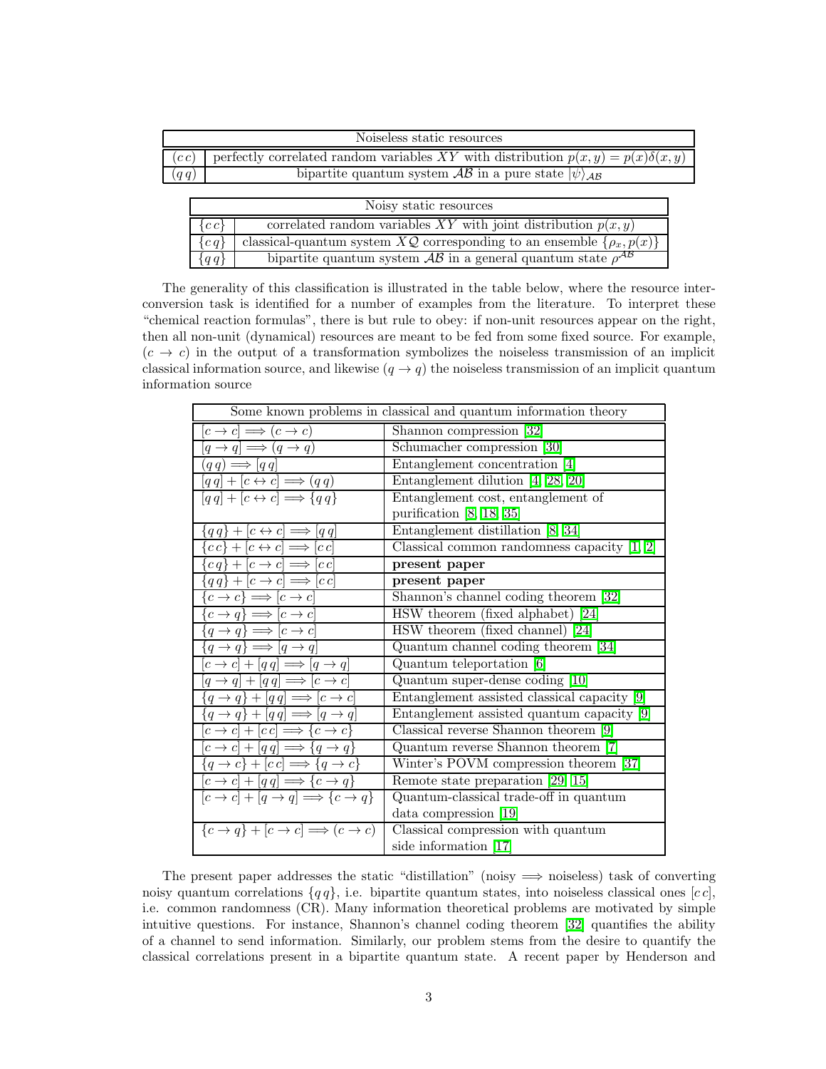| Noiseless static resources | |
|---|---|
| $(c\,c)$ | perfectly correlated random variables $XY$ with distribution $p(x,y) = p(x)\delta(x,y)$ |
| $(q\,q)$ | bipartite quantum system $\mathcal{AB}$ in a pure state $|\psi\rangle_{\mathcal{AB}}$ |

| Noisy static resources | |
|---|---|
| $\{c\,c\}$ | correlated random variables $XY$ with joint distribution $p(x,y)$ |
| $\{c\,q\}$ | classical-quantum system $X\mathcal{Q}$ corresponding to an ensemble $\{\rho_x, p(x)\}$ |
| $\{q\,q\}$ | bipartite quantum system $\mathcal{AB}$ in a general quantum state $\rho^{\mathcal{AB}}$ |

The generality of this classification is illustrated in the table below, where the resource interconversion task is identified for a number of examples from the literature. To interpret these "chemical reaction formulas", there is but rule to obey: if non-unit resources appear on the right, then all non-unit (dynamical) resources are meant to be fed from some fixed source. For example, $(c \to c)$ in the output of a transformation symbolizes the noiseless transmission of an implicit classical information source, and likewise $(q \to q)$ the noiseless transmission of an implicit quantum information source

| Some known problems in classical and quantum information theory | |
|---|---|
| $[c \to c] \Longrightarrow (c \to c)$ | Shannon compression [32] |
| $[q \to q] \Longrightarrow (q \to q)$ | Schumacher compression [30] |
| $(q\,q) \Longrightarrow [q\,q]$ | Entanglement concentration [4] |
| $[q\,q] + [c \leftrightarrow c] \Longrightarrow (q\,q)$ | Entanglement dilution [4, 28, 20] |
| $[q\,q] + [c \leftrightarrow c] \Longrightarrow \{q\,q\}$ | Entanglement cost, entanglement of purification [8, 18, 35] |
| $\{q\,q\} + [c \leftrightarrow c] \Longrightarrow [q\,q]$ | Entanglement distillation [8, 34] |
| $\{c\,c\} + [c \leftrightarrow c] \Longrightarrow [c\,c]$ | Classical common randomness capacity [1, 2] |
| $\{c\,q\} + [c \to c] \Longrightarrow [c\,c]$ | **present paper** |
| $\{q\,q\} + [c \to c] \Longrightarrow [c\,c]$ | **present paper** |
| $\{c \to c\} \Longrightarrow [c \to c]$ | Shannon's channel coding theorem [32] |
| $\{c \to q\} \Longrightarrow [c \to c]$ | HSW theorem (fixed alphabet) [24] |
| $\{q \to q\} \Longrightarrow [c \to c]$ | HSW theorem (fixed channel) [24] |
| $\{q \to q\} \Longrightarrow [q \to q]$ | Quantum channel coding theorem [34] |
| $[c \to c] + [q\,q] \Longrightarrow [q \to q]$ | Quantum teleportation [6] |
| $[q \to q] + [q\,q] \Longrightarrow [c \to c]$ | Quantum super-dense coding [10] |
| $\{q \to q\} + [q\,q] \Longrightarrow [c \to c]$ | Entanglement assisted classical capacity [9] |
| $\{q \to q\} + [q\,q] \Longrightarrow [q \to q]$ | Entanglement assisted quantum capacity [9] |
| $[c \to c] + [c\,c] \Longrightarrow \{c \to c\}$ | Classical reverse Shannon theorem [9] |
| $[c \to c] + [q\,q] \Longrightarrow \{q \to q\}$ | Quantum reverse Shannon theorem [7] |
| $\{q \to c\} + [c\,c] \Longrightarrow \{q \to c\}$ | Winter's POVM compression theorem [37] |
| $[c \to c] + [q\,q] \Longrightarrow \{c \to q\}$ | Remote state preparation [29, 15] |
| $[c \to c] + [q \to q] \Longrightarrow \{c \to q\}$ | Quantum-classical trade-off in quantum data compression [19] |
| $\{c \to q\} + [c \to c] \Longrightarrow (c \to c)$ | Classical compression with quantum side information [17] |

The present paper addresses the static "distillation" (noisy $\Longrightarrow$ noiseless) task of converting noisy quantum correlations $\{q\,q\}$, i.e. bipartite quantum states, into noiseless classical ones $[c\,c]$, i.e. common randomness (CR). Many information theoretical problems are motivated by simple intuitive questions. For instance, Shannon's channel coding theorem [32] quantifies the ability of a channel to send information. Similarly, our problem stems from the desire to quantify the classical correlations present in a bipartite quantum state. A recent paper by Henderson and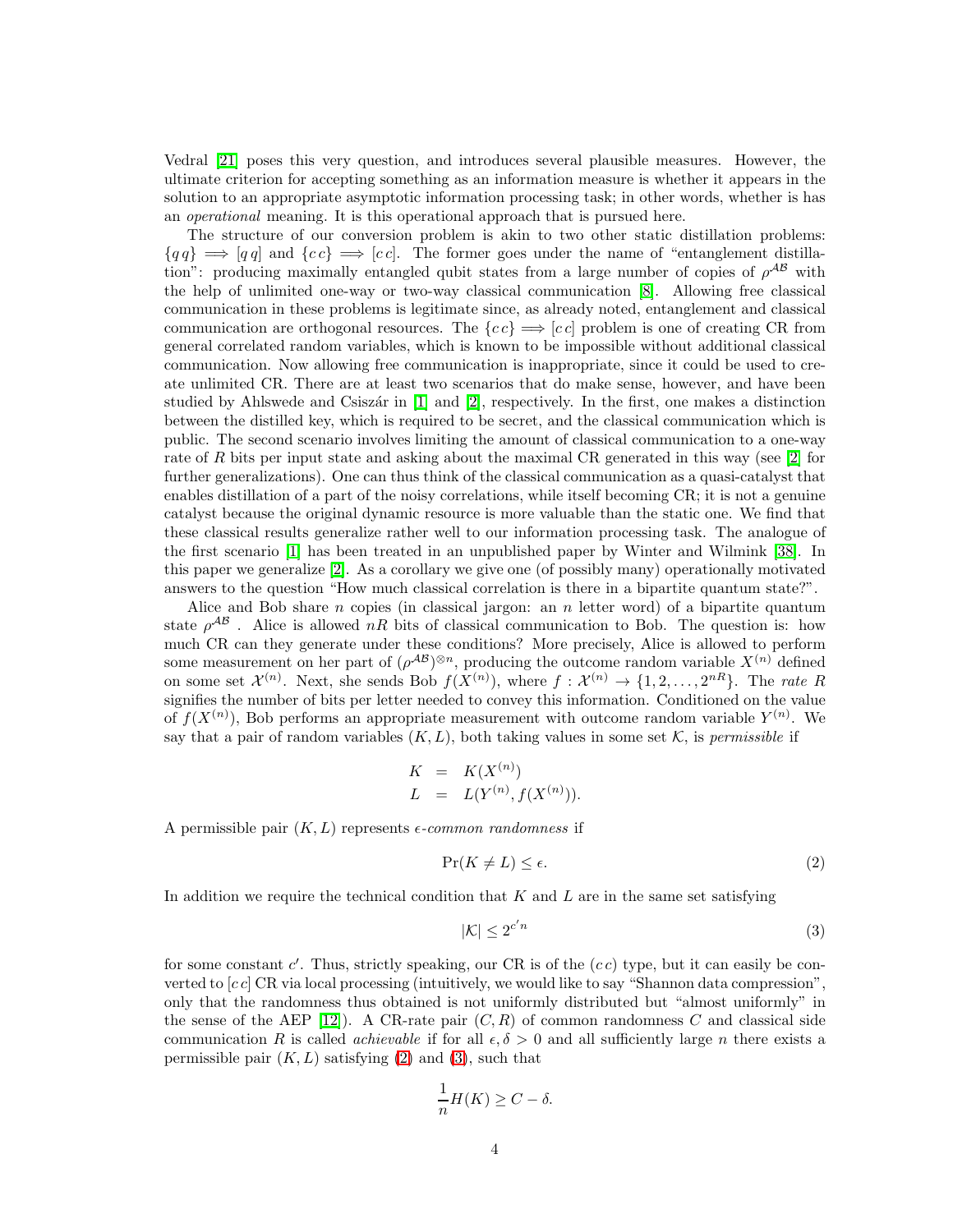Vedral [21] poses this very question, and introduces several plausible measures. However, the ultimate criterion for accepting something as an information measure is whether it appears in the solution to an appropriate asymptotic information processing task; in other words, whether is has an *operational* meaning. It is this operational approach that is pursued here.

The structure of our conversion problem is akin to two other static distillation problems: $\{q\,q\} \Longrightarrow [q\,q]$ and $\{c\,c\} \Longrightarrow [c\,c]$. The former goes under the name of "entanglement distillation": producing maximally entangled qubit states from a large number of copies of $\rho^{\mathcal{AB}}$ with the help of unlimited one-way or two-way classical communication [8]. Allowing free classical communication in these problems is legitimate since, as already noted, entanglement and classical communication are orthogonal resources. The $\{c\,c\} \Longrightarrow [c\,c]$ problem is one of creating CR from general correlated random variables, which is known to be impossible without additional classical communication. Now allowing free communication is inappropriate, since it could be used to create unlimited CR. There are at least two scenarios that do make sense, however, and have been studied by Ahlswede and Csiszár in [1] and [2], respectively. In the first, one makes a distinction between the distilled key, which is required to be secret, and the classical communication which is public. The second scenario involves limiting the amount of classical communication to a one-way rate of $R$ bits per input state and asking about the maximal CR generated in this way (see [2] for further generalizations). One can thus think of the classical communication as a quasi-catalyst that enables distillation of a part of the noisy correlations, while itself becoming CR; it is not a genuine catalyst because the original dynamic resource is more valuable than the static one. We find that these classical results generalize rather well to our information processing task. The analogue of the first scenario [1] has been treated in an unpublished paper by Winter and Wilmink [38]. In this paper we generalize [2]. As a corollary we give one (of possibly many) operationally motivated answers to the question "How much classical correlation is there in a bipartite quantum state?".

Alice and Bob share $n$ copies (in classical jargon: an $n$ letter word) of a bipartite quantum state $\rho^{\mathcal{AB}}$ . Alice is allowed $nR$ bits of classical communication to Bob. The question is: how much CR can they generate under these conditions? More precisely, Alice is allowed to perform some measurement on her part of $(\rho^{\mathcal{AB}})^{\otimes n}$, producing the outcome random variable $X^{(n)}$ defined on some set $\mathcal{X}^{(n)}$. Next, she sends Bob $f(X^{(n)})$, where $f : \mathcal{X}^{(n)} \to \{1, 2, \dots, 2^{nR}\}$. The *rate* $R$ signifies the number of bits per letter needed to convey this information. Conditioned on the value of $f(X^{(n)})$, Bob performs an appropriate measurement with outcome random variable $Y^{(n)}$. We say that a pair of random variables $(K, L)$, both taking values in some set $\mathcal{K}$, is *permissible* if

$$
\begin{aligned}
K &= K(X^{(n)}) \\
L &= L(Y^{(n)}, f(X^{(n)})).
\end{aligned}
$$

A permissible pair $(K, L)$ represents $\epsilon$*-common randomness* if

$$
\Pr(K \neq L) \leq \epsilon. \tag{2}
$$

In addition we require the technical condition that $K$ and $L$ are in the same set satisfying

$$
|\mathcal{K}| \leq 2^{c'n} \tag{3}
$$

for some constant $c'$. Thus, strictly speaking, our CR is of the $(c\,c)$ type, but it can easily be converted to $[c\,c]$ CR via local processing (intuitively, we would like to say "Shannon data compression", only that the randomness thus obtained is not uniformly distributed but "almost uniformly" in the sense of the AEP [12]). A CR-rate pair $(C, R)$ of common randomness $C$ and classical side communication $R$ is called *achievable* if for all $\epsilon, \delta > 0$ and all sufficiently large $n$ there exists a permissible pair $(K, L)$ satisfying (2) and (3), such that

$$
\frac{1}{n} H(K) \geq C - \delta.
$$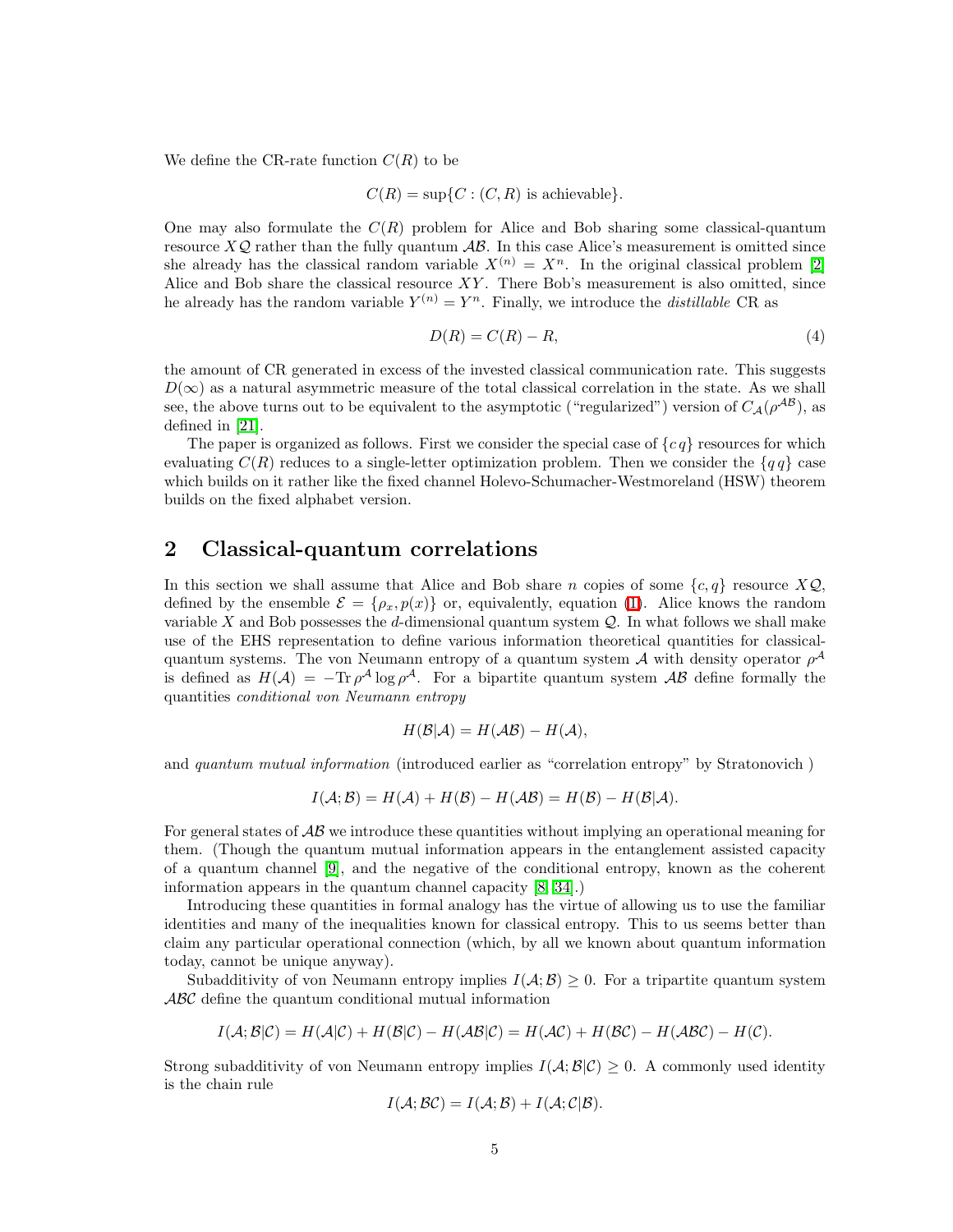We define the CR-rate function $C(R)$ to be

$$C(R) = \sup\{C : (C, R) \text{ is achievable}\}.$$

One may also formulate the $C(R)$ problem for Alice and Bob sharing some classical-quantum resource $X\mathcal{Q}$ rather than the fully quantum $\mathcal{AB}$. In this case Alice's measurement is omitted since she already has the classical random variable $X^{(n)} = X^n$. In the original classical problem [2] Alice and Bob share the classical resource $XY$. There Bob's measurement is also omitted, since he already has the random variable $Y^{(n)} = Y^n$. Finally, we introduce the *distillable* CR as

$$D(R) = C(R) - R, \tag{4}$$

the amount of CR generated in excess of the invested classical communication rate. This suggests $D(\infty)$ as a natural asymmetric measure of the total classical correlation in the state. As we shall see, the above turns out to be equivalent to the asymptotic ("regularized") version of $C_{\mathcal{A}}(\rho^{\mathcal{AB}})$, as defined in [21].

The paper is organized as follows. First we consider the special case of $\{c\,q\}$ resources for which evaluating $C(R)$ reduces to a single-letter optimization problem. Then we consider the $\{q\,q\}$ case which builds on it rather like the fixed channel Holevo-Schumacher-Westmoreland (HSW) theorem builds on the fixed alphabet version.

## 2 Classical-quantum correlations

In this section we shall assume that Alice and Bob share $n$ copies of some $\{c, q\}$ resource $X\mathcal{Q}$, defined by the ensemble $\mathcal{E} = \{\rho_x, p(x)\}$ or, equivalently, equation (1). Alice knows the random variable $X$ and Bob possesses the $d$-dimensional quantum system $\mathcal{Q}$. In what follows we shall make use of the EHS representation to define various information theoretical quantities for classical-quantum systems. The von Neumann entropy of a quantum system $\mathcal{A}$ with density operator $\rho^{\mathcal{A}}$ is defined as $H(\mathcal{A}) = -\mathrm{Tr}\,\rho^{\mathcal{A}} \log \rho^{\mathcal{A}}$. For a bipartite quantum system $\mathcal{AB}$ define formally the quantities *conditional von Neumann entropy*

$$H(\mathcal{B}|\mathcal{A}) = H(\mathcal{AB}) - H(\mathcal{A}),$$

and *quantum mutual information* (introduced earlier as "correlation entropy" by Stratonovich )

$$I(\mathcal{A};\mathcal{B}) = H(\mathcal{A}) + H(\mathcal{B}) - H(\mathcal{AB}) = H(\mathcal{B}) - H(\mathcal{B}|\mathcal{A}).$$

For general states of $\mathcal{AB}$ we introduce these quantities without implying an operational meaning for them. (Though the quantum mutual information appears in the entanglement assisted capacity of a quantum channel [9], and the negative of the conditional entropy, known as the coherent information appears in the quantum channel capacity [8, 34].)

Introducing these quantities in formal analogy has the virtue of allowing us to use the familiar identities and many of the inequalities known for classical entropy. This to us seems better than claim any particular operational connection (which, by all we known about quantum information today, cannot be unique anyway).

Subadditivity of von Neumann entropy implies $I(\mathcal{A};\mathcal{B}) \geq 0$. For a tripartite quantum system $\mathcal{ABC}$ define the quantum conditional mutual information

$$I(\mathcal{A};\mathcal{B}|\mathcal{C}) = H(\mathcal{A}|\mathcal{C}) + H(\mathcal{B}|\mathcal{C}) - H(\mathcal{AB}|\mathcal{C}) = H(\mathcal{AC}) + H(\mathcal{BC}) - H(\mathcal{ABC}) - H(\mathcal{C}).$$

Strong subadditivity of von Neumann entropy implies $I(\mathcal{A};\mathcal{B}|\mathcal{C}) \geq 0$. A commonly used identity is the chain rule

$$I(\mathcal{A};\mathcal{BC}) = I(\mathcal{A};\mathcal{B}) + I(\mathcal{A};\mathcal{C}|\mathcal{B}).$$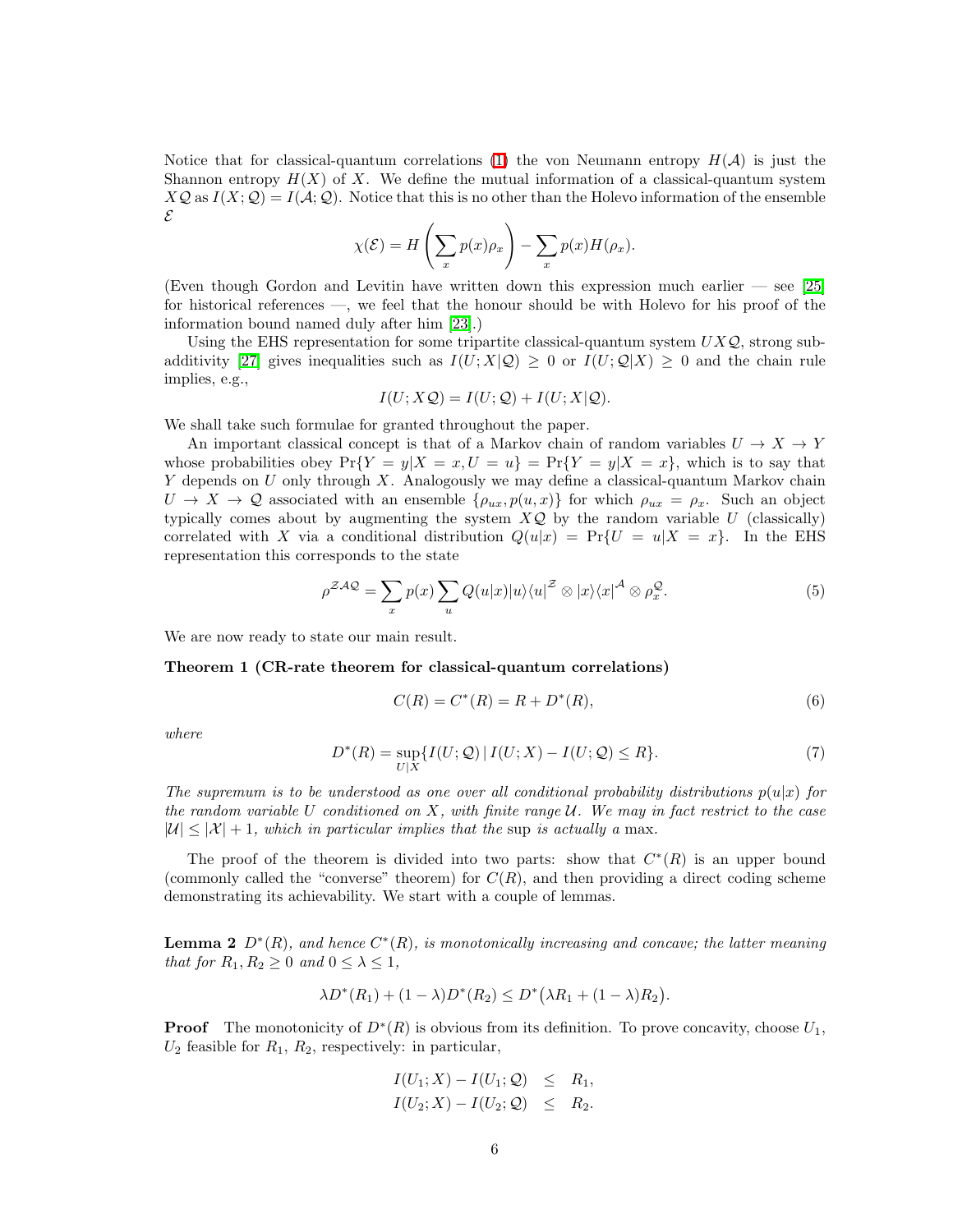Notice that for classical-quantum correlations [(1)] the von Neumann entropy $H(\mathcal{A})$ is just the Shannon entropy $H(X)$ of $X$. We define the mutual information of a classical-quantum system $X\mathcal{Q}$ as $I(X;\mathcal{Q}) = I(\mathcal{A};\mathcal{Q})$. Notice that this is no other than the Holevo information of the ensemble $\mathcal{E}$

$$\chi(\mathcal{E}) = H\left(\sum_x p(x)\rho_x\right) - \sum_x p(x)H(\rho_x).$$

(Even though Gordon and Levitin have written down this expression much earlier — see [25] for historical references —, we feel that the honour should be with Holevo for his proof of the information bound named duly after him [23].)

Using the EHS representation for some tripartite classical-quantum system $UX\mathcal{Q}$, strong subadditivity [27] gives inequalities such as $I(U;X|\mathcal{Q}) \geq 0$ or $I(U;\mathcal{Q}|X) \geq 0$ and the chain rule implies, e.g.,

$$I(U;X\mathcal{Q}) = I(U;\mathcal{Q}) + I(U;X|\mathcal{Q}).$$

We shall take such formulae for granted throughout the paper.

An important classical concept is that of a Markov chain of random variables $U \to X \to Y$ whose probabilities obey $\Pr\{Y = y|X = x, U = u\} = \Pr\{Y = y|X = x\}$, which is to say that $Y$ depends on $U$ only through $X$. Analogously we may define a classical-quantum Markov chain $U \to X \to \mathcal{Q}$ associated with an ensemble $\{\rho_{ux}, p(u,x)\}$ for which $\rho_{ux} = \rho_x$. Such an object typically comes about by augmenting the system $X\mathcal{Q}$ by the random variable $U$ (classically) correlated with $X$ via a conditional distribution $Q(u|x) = \Pr\{U = u|X = x\}$. In the EHS representation this corresponds to the state

$$\rho^{\mathcal{ZAQ}} = \sum_x p(x) \sum_u Q(u|x)|u\rangle\langle u|^{\mathcal{Z}} \otimes |x\rangle\langle x|^{\mathcal{A}} \otimes \rho_x^{\mathcal{Q}}. \tag{5}$$

We are now ready to state our main result.

**Theorem 1 (CR-rate theorem for classical-quantum correlations)**

$$C(R) = C^*(R) = R + D^*(R), \tag{6}$$

*where*

$$D^*(R) = \sup_{U|X}\{I(U;\mathcal{Q})\,|\,I(U;X) - I(U;\mathcal{Q}) \leq R\}. \tag{7}$$

*The supremum is to be understood as one over all conditional probability distributions $p(u|x)$ for the random variable $U$ conditioned on $X$, with finite range $\mathcal{U}$. We may in fact restrict to the case $|\mathcal{U}| \leq |\mathcal{X}| + 1$, which in particular implies that the* sup *is actually a* max*.*

The proof of the theorem is divided into two parts: show that $C^*(R)$ is an upper bound (commonly called the "converse" theorem) for $C(R)$, and then providing a direct coding scheme demonstrating its achievability. We start with a couple of lemmas.

**Lemma 2** *$D^*(R)$, and hence $C^*(R)$, is monotonically increasing and concave; the latter meaning that for $R_1, R_2 \geq 0$ and $0 \leq \lambda \leq 1$,*

$$\lambda D^*(R_1) + (1-\lambda)D^*(R_2) \leq D^*\big(\lambda R_1 + (1-\lambda)R_2\big).$$

**Proof** The monotonicity of $D^*(R)$ is obvious from its definition. To prove concavity, choose $U_1$, $U_2$ feasible for $R_1$, $R_2$, respectively: in particular,

$$\begin{aligned} I(U_1;X) - I(U_1;\mathcal{Q}) &\leq R_1, \\ I(U_2;X) - I(U_2;\mathcal{Q}) &\leq R_2. \end{aligned}$$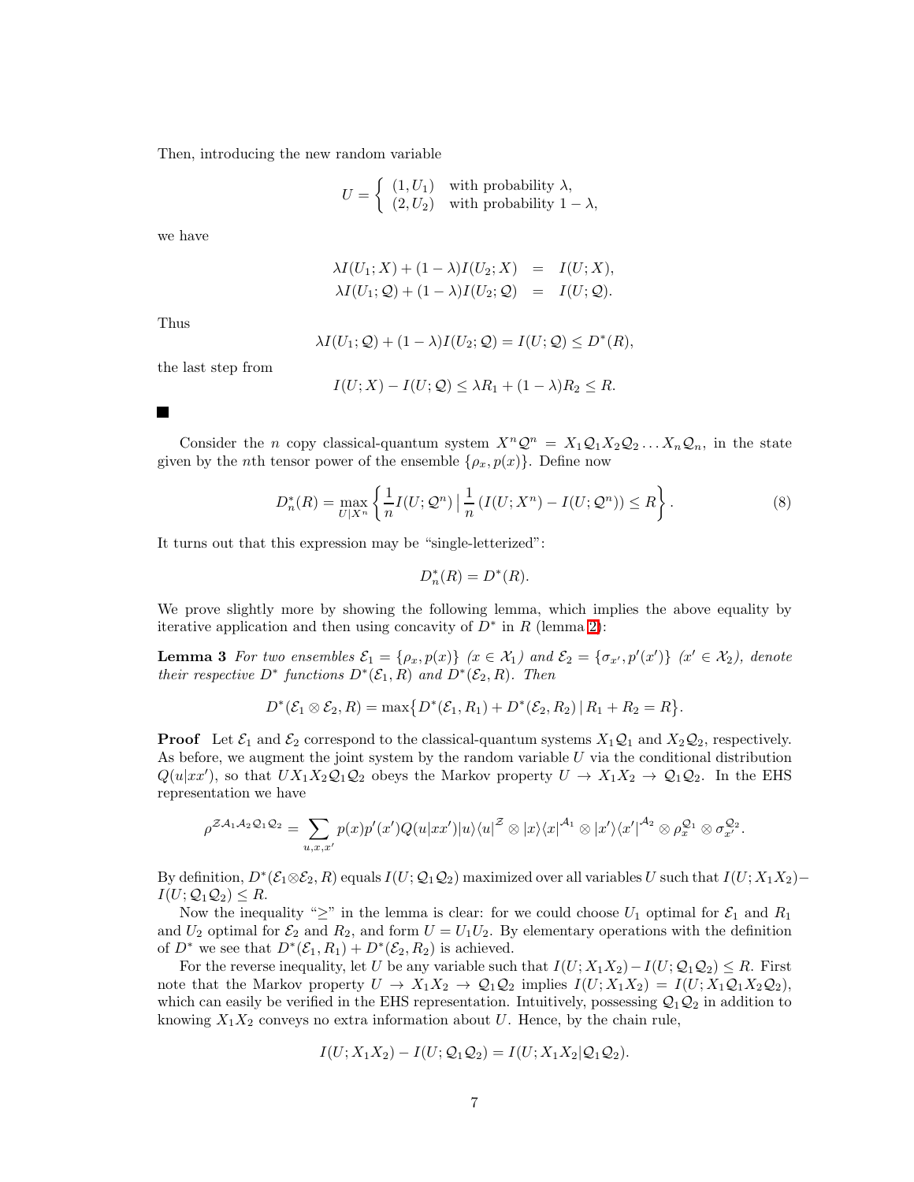Then, introducing the new random variable

$$
U = \begin{cases} (1, U_1) & \text{with probability } \lambda, \\ (2, U_2) & \text{with probability } 1-\lambda, \end{cases}
$$

we have

$$
\begin{aligned}
\lambda I(U_1; X) + (1-\lambda) I(U_2; X) &= I(U; X), \\
\lambda I(U_1; \mathcal{Q}) + (1-\lambda) I(U_2; \mathcal{Q}) &= I(U; \mathcal{Q}).
\end{aligned}
$$

Thus

$$
\lambda I(U_1; \mathcal{Q}) + (1-\lambda) I(U_2; \mathcal{Q}) = I(U; \mathcal{Q}) \leq D^*(R),
$$

the last step from

$$
I(U; X) - I(U; \mathcal{Q}) \leq \lambda R_1 + (1-\lambda) R_2 \leq R.
$$

■

Consider the $n$ copy classical-quantum system $X^n\mathcal{Q}^n = X_1\mathcal{Q}_1X_2\mathcal{Q}_2 \dots X_n\mathcal{Q}_n$, in the state given by the $n$th tensor power of the ensemble $\{\rho_x, p(x)\}$. Define now

$$
D_n^*(R) = \max_{U|X^n} \left\{ \frac{1}{n} I(U; \mathcal{Q}^n) \,\Big|\, \frac{1}{n} \left( I(U; X^n) - I(U; \mathcal{Q}^n) \right) \leq R \right\}. \tag{8}
$$

It turns out that this expression may be "single-letterized":

$$
D_n^*(R) = D^*(R).
$$

We prove slightly more by showing the following lemma, which implies the above equality by iterative application and then using concavity of $D^*$ in $R$ (lemma 2):

**Lemma 3** *For two ensembles $\mathcal{E}_1 = \{\rho_x, p(x)\}$ ($x \in \mathcal{X}_1$) and $\mathcal{E}_2 = \{\sigma_{x'}, p'(x')\}$ ($x' \in \mathcal{X}_2$), denote their respective $D^*$ functions $D^*(\mathcal{E}_1, R)$ and $D^*(\mathcal{E}_2, R)$. Then*

$$
D^*(\mathcal{E}_1 \otimes \mathcal{E}_2, R) = \max\bigl\{ D^*(\mathcal{E}_1, R_1) + D^*(\mathcal{E}_2, R_2) \,|\, R_1 + R_2 = R \bigr\}.
$$

**Proof** Let $\mathcal{E}_1$ and $\mathcal{E}_2$ correspond to the classical-quantum systems $X_1\mathcal{Q}_1$ and $X_2\mathcal{Q}_2$, respectively. As before, we augment the joint system by the random variable $U$ via the conditional distribution $Q(u|xx')$, so that $UX_1X_2\mathcal{Q}_1\mathcal{Q}_2$ obeys the Markov property $U \to X_1X_2 \to \mathcal{Q}_1\mathcal{Q}_2$. In the EHS representation we have

$$
\rho^{\mathcal{Z}\mathcal{A}_1\mathcal{A}_2\mathcal{Q}_1\mathcal{Q}_2} = \sum_{u,x,x'} p(x)p'(x')Q(u|xx') |u\rangle\langle u|^{\mathcal{Z}} \otimes |x\rangle\langle x|^{\mathcal{A}_1} \otimes |x'\rangle\langle x'|^{\mathcal{A}_2} \otimes \rho_x^{\mathcal{Q}_1} \otimes \sigma_{x'}^{\mathcal{Q}_2}.
$$

By definition, $D^*(\mathcal{E}_1 \otimes \mathcal{E}_2, R)$ equals $I(U; \mathcal{Q}_1\mathcal{Q}_2)$ maximized over all variables $U$ such that $I(U; X_1X_2) - I(U; \mathcal{Q}_1\mathcal{Q}_2) \leq R$.

Now the inequality "$\geq$" in the lemma is clear: for we could choose $U_1$ optimal for $\mathcal{E}_1$ and $R_1$ and $U_2$ optimal for $\mathcal{E}_2$ and $R_2$, and form $U = U_1U_2$. By elementary operations with the definition of $D^*$ we see that $D^*(\mathcal{E}_1, R_1) + D^*(\mathcal{E}_2, R_2)$ is achieved.

For the reverse inequality, let $U$ be any variable such that $I(U; X_1X_2) - I(U; \mathcal{Q}_1\mathcal{Q}_2) \leq R$. First note that the Markov property $U \to X_1X_2 \to \mathcal{Q}_1\mathcal{Q}_2$ implies $I(U; X_1X_2) = I(U; X_1\mathcal{Q}_1X_2\mathcal{Q}_2)$, which can easily be verified in the EHS representation. Intuitively, possessing $\mathcal{Q}_1\mathcal{Q}_2$ in addition to knowing $X_1X_2$ conveys no extra information about $U$. Hence, by the chain rule,

$$
I(U; X_1X_2) - I(U; \mathcal{Q}_1\mathcal{Q}_2) = I(U; X_1X_2|\mathcal{Q}_1\mathcal{Q}_2).
$$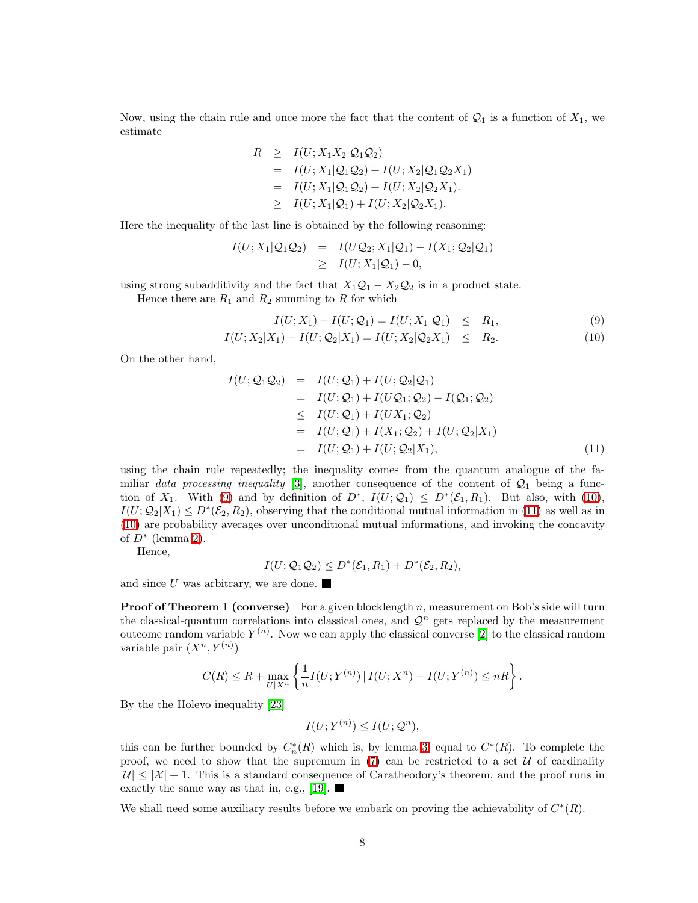Now, using the chain rule and once more the fact that the content of $\mathcal{Q}_1$ is a function of $X_1$, we estimate

$$
\begin{aligned}
R &\geq I(U;X_1X_2|\mathcal{Q}_1\mathcal{Q}_2) \\
&= I(U;X_1|\mathcal{Q}_1\mathcal{Q}_2) + I(U;X_2|\mathcal{Q}_1\mathcal{Q}_2X_1) \\
&= I(U;X_1|\mathcal{Q}_1\mathcal{Q}_2) + I(U;X_2|\mathcal{Q}_2X_1). \\
&\geq I(U;X_1|\mathcal{Q}_1) + I(U;X_2|\mathcal{Q}_2X_1).
\end{aligned}
$$

Here the inequality of the last line is obtained by the following reasoning:

$$
\begin{aligned}
I(U;X_1|\mathcal{Q}_1\mathcal{Q}_2) &= I(U\mathcal{Q}_2;X_1|\mathcal{Q}_1) - I(X_1;\mathcal{Q}_2|\mathcal{Q}_1) \\
&\geq I(U;X_1|\mathcal{Q}_1) - 0,
\end{aligned}
$$

using strong subadditivity and the fact that $X_1\mathcal{Q}_1 - X_2\mathcal{Q}_2$ is in a product state.

Hence there are $R_1$ and $R_2$ summing to $R$ for which

$$
I(U;X_1) - I(U;\mathcal{Q}_1) = I(U;X_1|\mathcal{Q}_1) \leq R_1, \tag{9}
$$

$$
I(U;X_2|X_1) - I(U;\mathcal{Q}_2|X_1) = I(U;X_2|\mathcal{Q}_2X_1) \leq R_2. \tag{10}
$$

On the other hand,

$$
\begin{aligned}
I(U;\mathcal{Q}_1\mathcal{Q}_2) &= I(U;\mathcal{Q}_1) + I(U;\mathcal{Q}_2|\mathcal{Q}_1) \\
&= I(U;\mathcal{Q}_1) + I(U\mathcal{Q}_1;\mathcal{Q}_2) - I(\mathcal{Q}_1;\mathcal{Q}_2) \\
&\leq I(U;\mathcal{Q}_1) + I(UX_1;\mathcal{Q}_2) \\
&= I(U;\mathcal{Q}_1) + I(X_1;\mathcal{Q}_2) + I(U;\mathcal{Q}_2|X_1) \\
&= I(U;\mathcal{Q}_1) + I(U;\mathcal{Q}_2|X_1),
\end{aligned} \tag{11}
$$

using the chain rule repeatedly; the inequality comes from the quantum analogue of the familiar *data processing inequality* [3], another consequence of the content of $\mathcal{Q}_1$ being a function of $X_1$. With (9) and by definition of $D^*$, $I(U;\mathcal{Q}_1) \leq D^*(\mathcal{E}_1, R_1)$. But also, with (10), $I(U;\mathcal{Q}_2|X_1) \leq D^*(\mathcal{E}_2, R_2)$, observing that the conditional mutual information in (11) as well as in (10) are probability averages over unconditional mutual informations, and invoking the concavity of $D^*$ (lemma 2).

Hence,

$$
I(U;\mathcal{Q}_1\mathcal{Q}_2) \leq D^*(\mathcal{E}_1, R_1) + D^*(\mathcal{E}_2, R_2),
$$

and since $U$ was arbitrary, we are done. ■

**Proof of Theorem 1 (converse)** For a given blocklength $n$, measurement on Bob's side will turn the classical-quantum correlations into classical ones, and $\mathcal{Q}^n$ gets replaced by the measurement outcome random variable $Y^{(n)}$. Now we can apply the classical converse [2] to the classical random variable pair $(X^n, Y^{(n)})$

$$
C(R) \leq R + \max_{U|X^n} \left\{ \frac{1}{n} I(U;Y^{(n)}) \,|\, I(U;X^n) - I(U;Y^{(n)}) \leq nR \right\}.
$$

By the the Holevo inequality [23]

$$
I(U;Y^{(n)}) \leq I(U;\mathcal{Q}^n),
$$

this can be further bounded by $C_n^*(R)$ which is, by lemma 3, equal to $C^*(R)$. To complete the proof, we need to show that the supremum in (7) can be restricted to a set $\mathcal{U}$ of cardinality $|\mathcal{U}| \leq |\mathcal{X}| + 1$. This is a standard consequence of Caratheodory's theorem, and the proof runs in exactly the same way as that in, e.g., [19]. ■

We shall need some auxiliary results before we embark on proving the achievability of $C^*(R)$.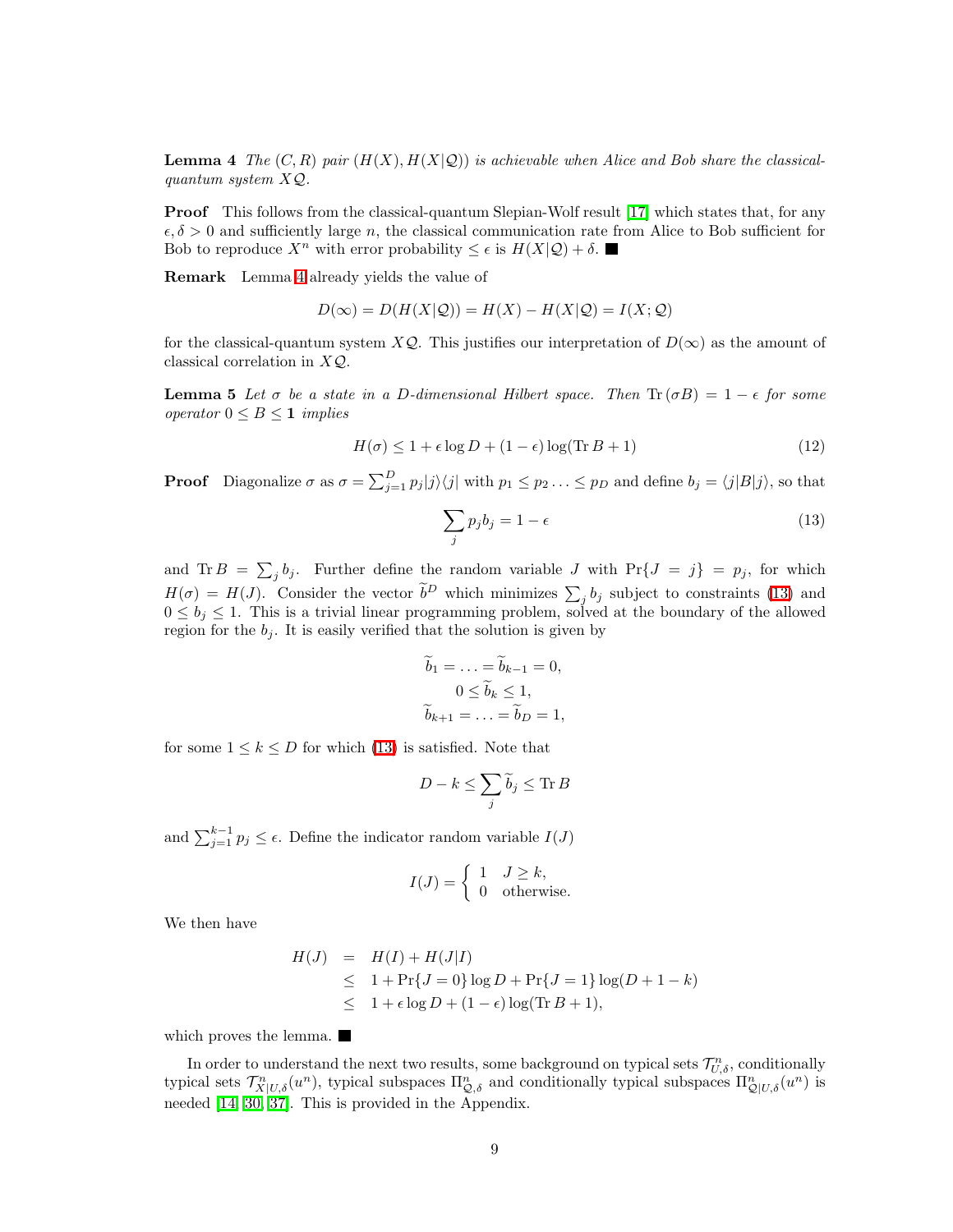**Lemma 4** *The $(C, R)$ pair $(H(X), H(X|\mathcal{Q}))$ is achievable when Alice and Bob share the classical-quantum system $X\mathcal{Q}$.*

**Proof** This follows from the classical-quantum Slepian-Wolf result [17] which states that, for any $\epsilon, \delta > 0$ and sufficiently large $n$, the classical communication rate from Alice to Bob sufficient for Bob to reproduce $X^n$ with error probability $\leq \epsilon$ is $H(X|\mathcal{Q}) + \delta$. ■

**Remark** Lemma 4 already yields the value of

$$D(\infty) = D(H(X|\mathcal{Q})) = H(X) - H(X|\mathcal{Q}) = I(X; \mathcal{Q})$$

for the classical-quantum system $X\mathcal{Q}$. This justifies our interpretation of $D(\infty)$ as the amount of classical correlation in $X\mathcal{Q}$.

**Lemma 5** *Let $\sigma$ be a state in a $D$-dimensional Hilbert space. Then $\mathrm{Tr}\,(\sigma B) = 1 - \epsilon$ for some operator $0 \leq B \leq \mathbf{1}$ implies*

$$H(\sigma) \leq 1 + \epsilon \log D + (1 - \epsilon) \log(\mathrm{Tr}\, B + 1) \tag{12}$$

**Proof** Diagonalize $\sigma$ as $\sigma = \sum_{j=1}^{D} p_j |j\rangle\langle j|$ with $p_1 \leq p_2 \ldots \leq p_D$ and define $b_j = \langle j|B|j\rangle$, so that

$$\sum_j p_j b_j = 1 - \epsilon \tag{13}$$

and $\mathrm{Tr}\, B = \sum_j b_j$. Further define the random variable $J$ with $\Pr\{J = j\} = p_j$, for which $H(\sigma) = H(J)$. Consider the vector $\widetilde{b}^D$ which minimizes $\sum_j b_j$ subject to constraints (13) and $0 \leq b_j \leq 1$. This is a trivial linear programming problem, solved at the boundary of the allowed region for the $b_j$. It is easily verified that the solution is given by

$$\begin{aligned}
\widetilde{b}_1 = \ldots = \widetilde{b}_{k-1} = 0,\\
0 \leq \widetilde{b}_k \leq 1,\\
\widetilde{b}_{k+1} = \ldots = \widetilde{b}_D = 1,
\end{aligned}$$

for some $1 \leq k \leq D$ for which (13) is satisfied. Note that

$$D - k \leq \sum_j \widetilde{b}_j \leq \mathrm{Tr}\, B$$

and $\sum_{j=1}^{k-1} p_j \leq \epsilon$. Define the indicator random variable $I(J)$

$$I(J) = \begin{cases} 1 & J \geq k, \\ 0 & \text{otherwise.} \end{cases}$$

We then have

$$\begin{aligned}
H(J) &= H(I) + H(J|I) \\
&\leq 1 + \Pr\{J = 0\} \log D + \Pr\{J = 1\} \log(D + 1 - k) \\
&\leq 1 + \epsilon \log D + (1 - \epsilon) \log(\mathrm{Tr}\, B + 1),
\end{aligned}$$

which proves the lemma. ■

In order to understand the next two results, some background on typical sets $\mathcal{T}^n_{U,\delta}$, conditionally typical sets $\mathcal{T}^n_{X|U,\delta}(u^n)$, typical subspaces $\Pi^n_{\mathcal{Q},\delta}$ and conditionally typical subspaces $\Pi^n_{\mathcal{Q}|U,\delta}(u^n)$ is needed [14, 30, 37]. This is provided in the Appendix.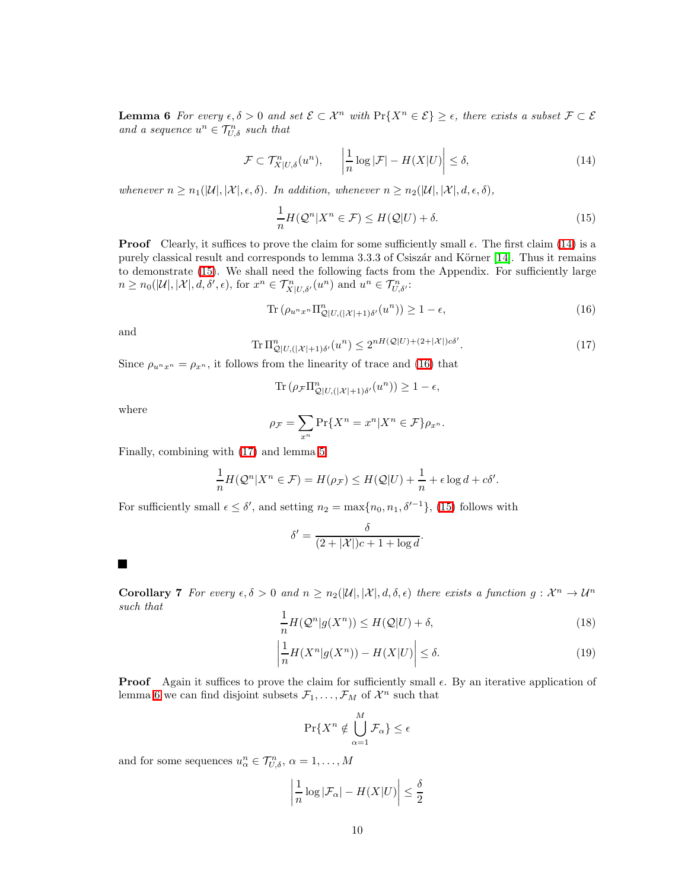**Lemma 6** *For every $\epsilon, \delta > 0$ and set $\mathcal{E} \subset \mathcal{X}^n$ with $\Pr\{X^n \in \mathcal{E}\} \geq \epsilon$, there exists a subset $\mathcal{F} \subset \mathcal{E}$ and a sequence $u^n \in \mathcal{T}^n_{U,\delta}$ such that*

$$\mathcal{F} \subset \mathcal{T}^n_{X|U,\delta}(u^n), \qquad \left| \frac{1}{n} \log |\mathcal{F}| - H(X|U) \right| \leq \delta, \tag{14}$$

*whenever $n \geq n_1(|\mathcal{U}|, |\mathcal{X}|, \epsilon, \delta)$. In addition, whenever $n \geq n_2(|\mathcal{U}|, |\mathcal{X}|, d, \epsilon, \delta)$,*

$$\frac{1}{n} H(\mathcal{Q}^n | X^n \in \mathcal{F}) \leq H(\mathcal{Q}|U) + \delta. \tag{15}$$

**Proof** Clearly, it suffices to prove the claim for some sufficiently small $\epsilon$. The first claim (14) is a purely classical result and corresponds to lemma 3.3.3 of Csiszár and Körner [14]. Thus it remains to demonstrate (15). We shall need the following facts from the Appendix. For sufficiently large $n \geq n_0(|\mathcal{U}|, |\mathcal{X}|, d, \delta', \epsilon)$, for $x^n \in \mathcal{T}^n_{X|U,\delta'}(u^n)$ and $u^n \in \mathcal{T}^n_{U,\delta'}$:

$$\mathrm{Tr}\left(\rho_{u^n x^n} \Pi^n_{\mathcal{Q}|U,(|\mathcal{X}|+1)\delta'}(u^n)\right) \geq 1 - \epsilon, \tag{16}$$

and

$$\mathrm{Tr}\, \Pi^n_{\mathcal{Q}|U,(|\mathcal{X}|+1)\delta'}(u^n) \leq 2^{nH(\mathcal{Q}|U) + (2+|\mathcal{X}|)c\delta'}. \tag{17}$$

Since $\rho_{u^n x^n} = \rho_{x^n}$, it follows from the linearity of trace and (16) that

$$\mathrm{Tr}\left(\rho_{\mathcal{F}} \Pi^n_{\mathcal{Q}|U,(|\mathcal{X}|+1)\delta'}(u^n)\right) \geq 1 - \epsilon,$$

where

$$\rho_{\mathcal{F}} = \sum_{x^n} \Pr\{X^n = x^n | X^n \in \mathcal{F}\} \rho_{x^n}.$$

Finally, combining with (17) and lemma 5

$$\frac{1}{n} H(\mathcal{Q}^n | X^n \in \mathcal{F}) = H(\rho_{\mathcal{F}}) \leq H(\mathcal{Q}|U) + \frac{1}{n} + \epsilon \log d + c\delta'.$$

For sufficiently small $\epsilon \leq \delta'$, and setting $n_2 = \max\{n_0, n_1, \delta'^{-1}\}$, (15) follows with

$$\delta' = \frac{\delta}{(2 + |\mathcal{X}|)c + 1 + \log d}.$$

■

**Corollary 7** *For every $\epsilon, \delta > 0$ and $n \geq n_2(|\mathcal{U}|, |\mathcal{X}|, d, \delta, \epsilon)$ there exists a function $g : \mathcal{X}^n \to \mathcal{U}^n$ such that*

$$\frac{1}{n} H(\mathcal{Q}^n | g(X^n)) \leq H(\mathcal{Q}|U) + \delta, \tag{18}$$

$$\left| \frac{1}{n} H(X^n | g(X^n)) - H(X|U) \right| \leq \delta. \tag{19}$$

**Proof** Again it suffices to prove the claim for sufficiently small $\epsilon$. By an iterative application of lemma 6 we can find disjoint subsets $\mathcal{F}_1, \dots, \mathcal{F}_M$ of $\mathcal{X}^n$ such that

$$\Pr\{X^n \notin \bigcup_{\alpha=1}^{M} \mathcal{F}_\alpha\} \leq \epsilon$$

and for some sequences $u^n_\alpha \in \mathcal{T}^n_{U,\delta}$, $\alpha = 1, \dots, M$

$$\left| \frac{1}{n} \log |\mathcal{F}_\alpha| - H(X|U) \right| \leq \frac{\delta}{2}$$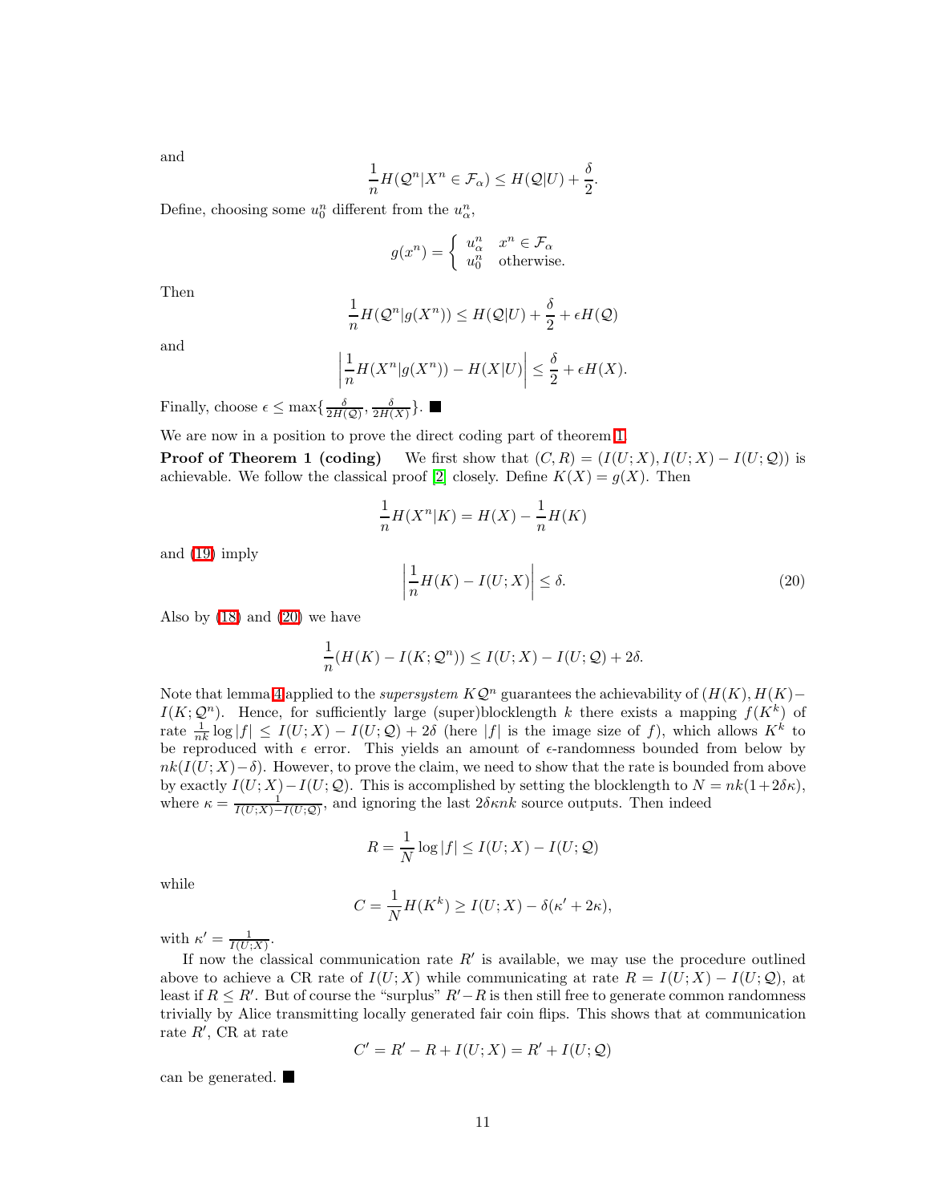and

$$\frac{1}{n}H(\mathcal{Q}^n|X^n \in \mathcal{F}_\alpha) \leq H(\mathcal{Q}|U) + \frac{\delta}{2}.$$

Define, choosing some $u_0^n$ different from the $u_\alpha^n$,

$$g(x^n) = \begin{cases} u_\alpha^n & x^n \in \mathcal{F}_\alpha \\ u_0^n & \text{otherwise.} \end{cases}$$

Then

$$\frac{1}{n}H(\mathcal{Q}^n|g(X^n)) \leq H(\mathcal{Q}|U) + \frac{\delta}{2} + \epsilon H(\mathcal{Q})$$

and

$$\left|\frac{1}{n}H(X^n|g(X^n)) - H(X|U)\right| \leq \frac{\delta}{2} + \epsilon H(X).$$

Finally, choose $\epsilon \leq \max\{\frac{\delta}{2H(\mathcal{Q})}, \frac{\delta}{2H(X)}\}$. ■

We are now in a position to prove the direct coding part of theorem 1.

**Proof of Theorem 1 (coding)** We first show that $(C, R) = (I(U;X), I(U;X) - I(U;\mathcal{Q}))$ is achievable. We follow the classical proof [2] closely. Define $K(X) = g(X)$. Then

$$\frac{1}{n}H(X^n|K) = H(X) - \frac{1}{n}H(K)$$

and (19) imply

$$\left|\frac{1}{n}H(K) - I(U;X)\right| \leq \delta. \tag{20}$$

Also by (18) and (20) we have

$$\frac{1}{n}(H(K) - I(K;\mathcal{Q}^n)) \leq I(U;X) - I(U;\mathcal{Q}) + 2\delta.$$

Note that lemma 4 applied to the *supersystem* $K\mathcal{Q}^n$ guarantees the achievability of $(H(K), H(K) - I(K;\mathcal{Q}^n))$. Hence, for sufficiently large (super)blocklength $k$ there exists a mapping $f(K^k)$ of rate $\frac{1}{nk}\log|f| \leq I(U;X) - I(U;\mathcal{Q}) + 2\delta$ (here $|f|$ is the image size of $f$), which allows $K^k$ to be reproduced with $\epsilon$ error. This yields an amount of $\epsilon$-randomness bounded from below by $nk(I(U;X) - \delta)$. However, to prove the claim, we need to show that the rate is bounded from above by exactly $I(U;X) - I(U;\mathcal{Q})$. This is accomplished by setting the blocklength to $N = nk(1 + 2\delta\kappa)$, where $\kappa = \frac{1}{I(U;X) - I(U;\mathcal{Q})}$, and ignoring the last $2\delta\kappa nk$ source outputs. Then indeed

$$R = \frac{1}{N}\log|f| \leq I(U;X) - I(U;\mathcal{Q})$$

while

$$C = \frac{1}{N}H(K^k) \geq I(U;X) - \delta(\kappa' + 2\kappa),$$

with $\kappa' = \frac{1}{I(U;X)}$.

If now the classical communication rate $R'$ is available, we may use the procedure outlined above to achieve a CR rate of $I(U;X)$ while communicating at rate $R = I(U;X) - I(U;\mathcal{Q})$, at least if $R \leq R'$. But of course the "surplus" $R' - R$ is then still free to generate common randomness trivially by Alice transmitting locally generated fair coin flips. This shows that at communication rate $R'$, CR at rate

$$C' = R' - R + I(U;X) = R' + I(U;\mathcal{Q})$$

can be generated. ■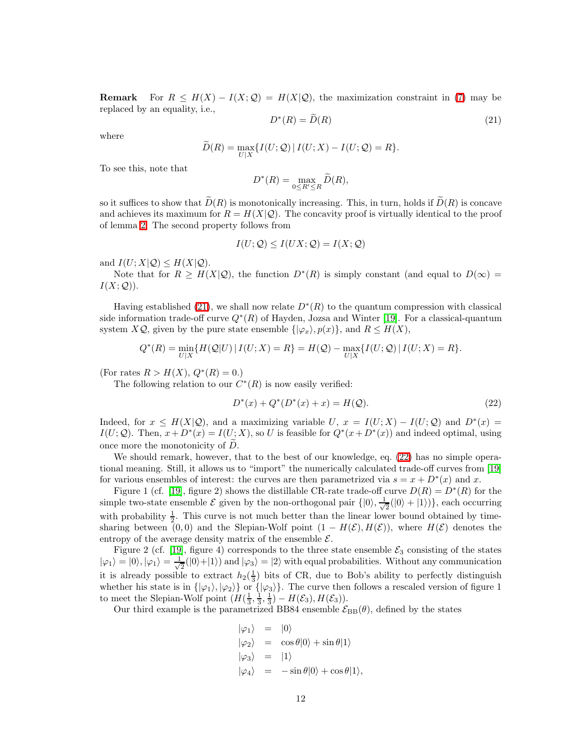**Remark** For $R \leq H(X) - I(X;\mathcal{Q}) = H(X|\mathcal{Q})$, the maximization constraint in (7) may be replaced by an equality, i.e.,

$$D^*(R) = \widetilde{D}(R) \tag{21}$$

where

$$\widetilde{D}(R) = \max_{U|X} \{ I(U;\mathcal{Q}) \,|\, I(U;X) - I(U;\mathcal{Q}) = R \}.$$

To see this, note that

$$D^*(R) = \max_{0 \leq R' \leq R} \widetilde{D}(R),$$

so it suffices to show that $\widetilde{D}(R)$ is monotonically increasing. This, in turn, holds if $\widetilde{D}(R)$ is concave and achieves its maximum for $R = H(X|\mathcal{Q})$. The concavity proof is virtually identical to the proof of lemma 2. The second property follows from

$$I(U;\mathcal{Q}) \leq I(UX;\mathcal{Q}) = I(X;\mathcal{Q})$$

and $I(U;X|\mathcal{Q}) \leq H(X|\mathcal{Q})$.

Note that for $R \geq H(X|\mathcal{Q})$, the function $D^*(R)$ is simply constant (and equal to $D(\infty) = I(X;\mathcal{Q})$).

Having established (21), we shall now relate $D^*(R)$ to the quantum compression with classical side information trade-off curve $Q^*(R)$ of Hayden, Jozsa and Winter [19]. For a classical-quantum system $X\mathcal{Q}$, given by the pure state ensemble $\{|\varphi_x\rangle, p(x)\}$, and $R \leq H(X)$,

$$Q^*(R) = \min_{U|X} \{ H(\mathcal{Q}|U) \,|\, I(U;X) = R \} = H(\mathcal{Q}) - \max_{U|X} \{ I(U;\mathcal{Q}) \,|\, I(U;X) = R \}.$$

(For rates $R > H(X)$, $Q^*(R) = 0$.)

The following relation to our $C^*(R)$ is now easily verified:

$$D^*(x) + Q^*(D^*(x) + x) = H(\mathcal{Q}). \tag{22}$$

Indeed, for $x \leq H(X|\mathcal{Q})$, and a maximizing variable $U$, $x = I(U;X) - I(U;\mathcal{Q})$ and $D^*(x) = I(U;\mathcal{Q})$. Then, $x + D^*(x) = I(U;X)$, so $U$ is feasible for $Q^*(x + D^*(x))$ and indeed optimal, using once more the monotonicity of $\widetilde{D}$.

We should remark, however, that to the best of our knowledge, eq. (22) has no simple operational meaning. Still, it allows us to "import" the numerically calculated trade-off curves from [19] for various ensembles of interest: the curves are then parametrized via $s = x + D^*(x)$ and $x$.

Figure 1 (cf. [19], figure 2) shows the distillable CR-rate trade-off curve $D(R) = D^*(R)$ for the simple two-state ensemble $\mathcal{E}$ given by the non-orthogonal pair $\{|0\rangle, \frac{1}{\sqrt{2}}(|0\rangle + |1\rangle)\}$, each occurring with probability $\frac{1}{2}$. This curve is not much better than the linear lower bound obtained by time-sharing between $(0,0)$ and the Slepian-Wolf point $(1 - H(\mathcal{E}), H(\mathcal{E}))$, where $H(\mathcal{E})$ denotes the entropy of the average density matrix of the ensemble $\mathcal{E}$.

Figure 2 (cf. [19], figure 4) corresponds to the three state ensemble $\mathcal{E}_3$ consisting of the states $|\varphi_1\rangle = |0\rangle, |\varphi_1\rangle = \frac{1}{\sqrt{2}}(|0\rangle + |1\rangle)$ and $|\varphi_3\rangle = |2\rangle$ with equal probabilities. Without any communication it is already possible to extract $h_2(\frac{1}{3})$ bits of CR, due to Bob's ability to perfectly distinguish whether his state is in $\{|\varphi_1\rangle, |\varphi_2\rangle\}$ or $\{|\varphi_3\rangle\}$. The curve then follows a rescaled version of figure 1 to meet the Slepian-Wolf point $(H(\frac{1}{3}, \frac{1}{3}, \frac{1}{3}) - H(\mathcal{E}_3), H(\mathcal{E}_3))$.

Our third example is the parametrized BB84 ensemble $\mathcal{E}_{\mathrm{BB}}(\theta)$, defined by the states

$$\begin{aligned}
|\varphi_1\rangle &= |0\rangle \\
|\varphi_2\rangle &= \cos\theta|0\rangle + \sin\theta|1\rangle \\
|\varphi_3\rangle &= |1\rangle \\
|\varphi_4\rangle &= -\sin\theta|0\rangle + \cos\theta|1\rangle,
\end{aligned}$$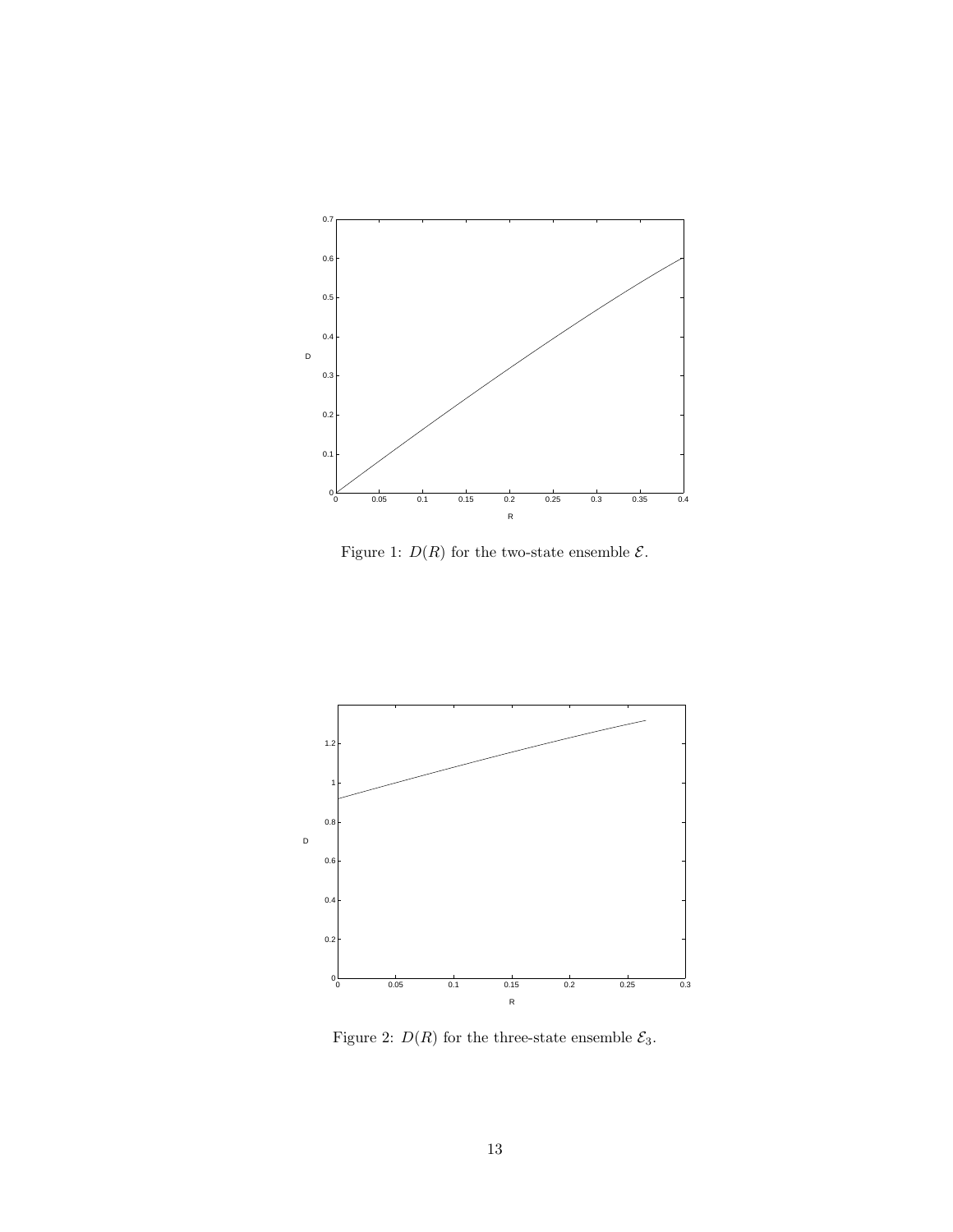Figure 1: $D(R)$ for the two-state ensemble $\mathcal{E}$.

Figure 2: $D(R)$ for the three-state ensemble $\mathcal{E}_3$.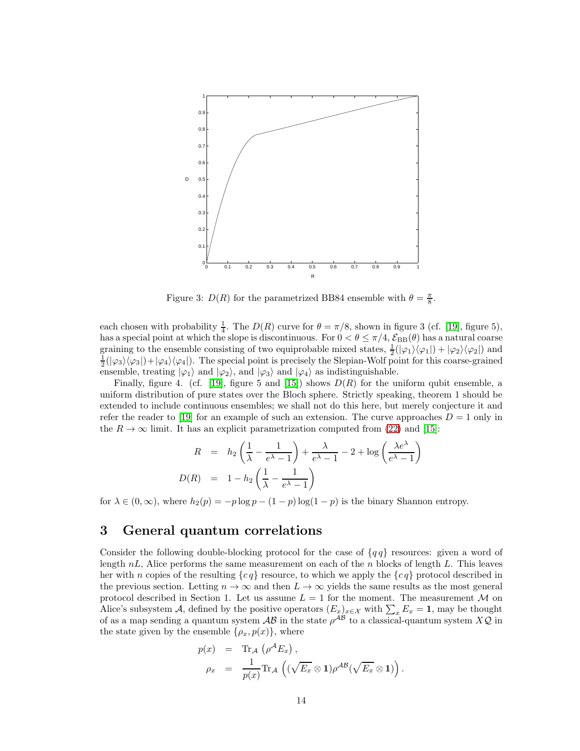Figure 3: $D(R)$ for the parametrized BB84 ensemble with $\theta = \frac{\pi}{8}$.

each chosen with probability $\frac{1}{4}$. The $D(R)$ curve for $\theta = \pi/8$, shown in figure 3 (cf. [19], figure 5), has a special point at which the slope is discontinuous. For $0 < \theta \leq \pi/4$, $\mathcal{E}_{\rm BB}(\theta)$ has a natural coarse graining to the ensemble consisting of two equiprobable mixed states, $\frac{1}{2}(|\varphi_1\rangle\langle\varphi_1|) + |\varphi_2\rangle\langle\varphi_2|)$ and $\frac{1}{2}(|\varphi_3\rangle\langle\varphi_3|) + |\varphi_4\rangle\langle\varphi_4|)$. The special point is precisely the Slepian-Wolf point for this coarse-grained ensemble, treating $|\varphi_1\rangle$ and $|\varphi_2\rangle$, and $|\varphi_3\rangle$ and $|\varphi_4\rangle$ as indistinguishable.

Finally, figure 4. (cf. [19], figure 5 and [15]) shows $D(R)$ for the uniform qubit ensemble, a uniform distribution of pure states over the Bloch sphere. Strictly speaking, theorem 1 should be extended to include continuous ensembles; we shall not do this here, but merely conjecture it and refer the reader to [19] for an example of such an extension. The curve approaches $D = 1$ only in the $R \to \infty$ limit. It has an explicit parametrization computed from (22) and [15]:

$$
\begin{aligned}
R &= h_2\left(\frac{1}{\lambda} - \frac{1}{e^{\lambda} - 1}\right) + \frac{\lambda}{e^{\lambda} - 1} - 2 + \log\left(\frac{\lambda e^{\lambda}}{e^{\lambda} - 1}\right) \\
D(R) &= 1 - h_2\left(\frac{1}{\lambda} - \frac{1}{e^{\lambda} - 1}\right)
\end{aligned}
$$

for $\lambda \in (0, \infty)$, where $h_2(p) = -p \log p - (1-p)\log(1-p)$ is the binary Shannon entropy.

## 3 General quantum correlations

Consider the following double-blocking protocol for the case of $\{q\,q\}$ resources: given a word of length $nL$, Alice performs the same measurement on each of the $n$ blocks of length $L$. This leaves her with $n$ copies of the resulting $\{c\,q\}$ resource, to which we apply the $\{c\,q\}$ protocol described in the previous section. Letting $n \to \infty$ and then $L \to \infty$ yields the same results as the most general protocol described in Section 1. Let us assume $L = 1$ for the moment. The measurement $\mathcal{M}$ on Alice's subsystem $\mathcal{A}$, defined by the positive operators $(E_x)_{x \in \mathcal{X}}$ with $\sum_x E_x = \mathbf{1}$, may be thought of as a map sending a quantum system $\mathcal{AB}$ in the state $\rho^{\mathcal{AB}}$ to a classical-quantum system $X\mathcal{Q}$ in the state given by the ensemble $\{\rho_x, p(x)\}$, where

$$
\begin{aligned}
p(x) &= \mathrm{Tr}_{\mathcal{A}}\left(\rho^{\mathcal{A}} E_x\right), \\
\rho_x &= \frac{1}{p(x)} \mathrm{Tr}_{\mathcal{A}}\left((\sqrt{E_x} \otimes \mathbf{1})\rho^{\mathcal{AB}}(\sqrt{E_x} \otimes \mathbf{1})\right).
\end{aligned}
$$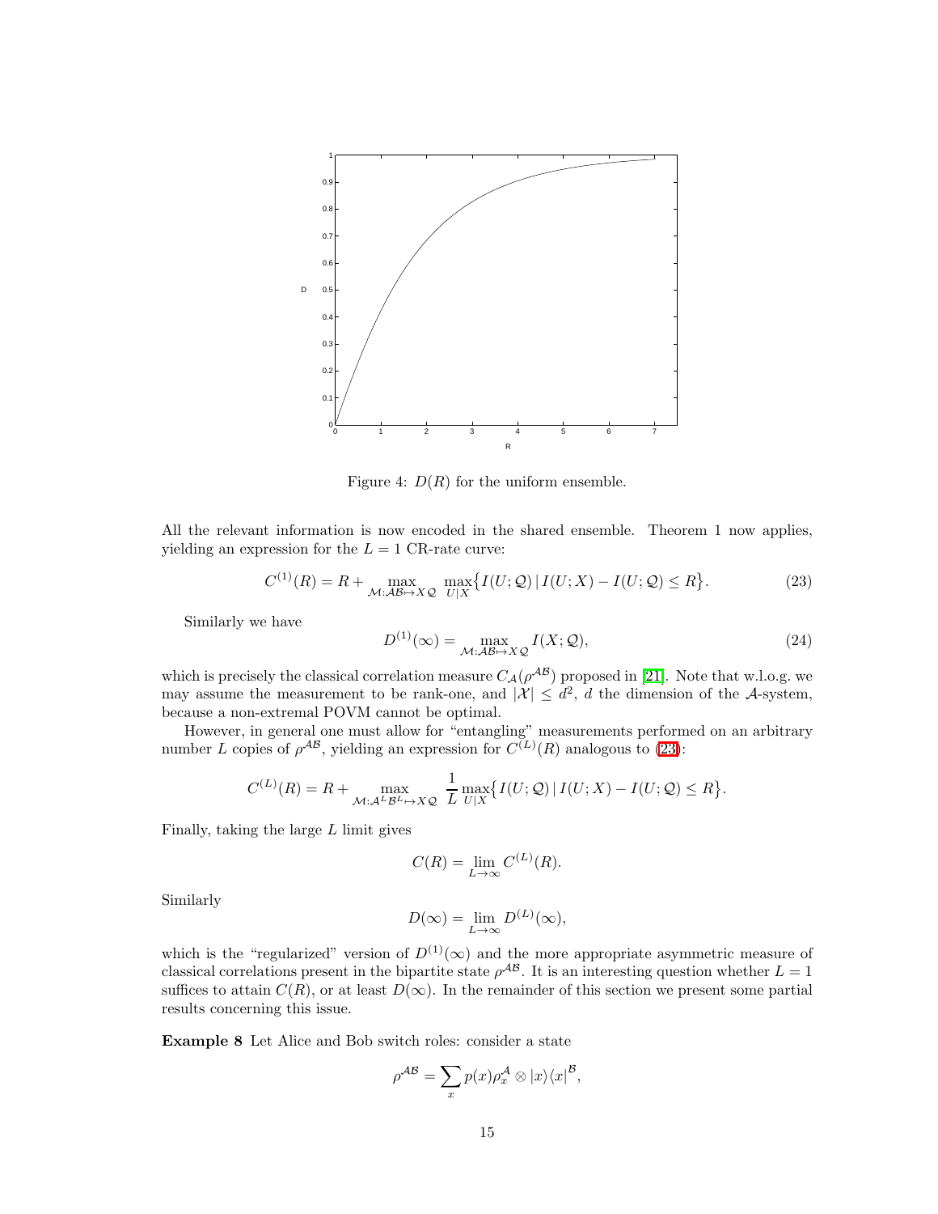Figure 4: $D(R)$ for the uniform ensemble.

All the relevant information is now encoded in the shared ensemble. Theorem 1 now applies, yielding an expression for the $L = 1$ CR-rate curve:

$$C^{(1)}(R) = R + \max_{\mathcal{M}:\mathcal{AB}\mapsto X\mathcal{Q}} \max_{U|X} \big\{ I(U;\mathcal{Q}) \,|\, I(U;X) - I(U;\mathcal{Q}) \le R \big\}. \tag{23}$$

Similarly we have

$$D^{(1)}(\infty) = \max_{\mathcal{M}:\mathcal{AB}\mapsto X\mathcal{Q}} I(X;\mathcal{Q}), \tag{24}$$

which is precisely the classical correlation measure $C_{\mathcal{A}}(\rho^{\mathcal{AB}})$ proposed in [21]. Note that w.l.o.g. we may assume the measurement to be rank-one, and $|\mathcal{X}| \le d^2$, $d$ the dimension of the $\mathcal{A}$-system, because a non-extremal POVM cannot be optimal.

However, in general one must allow for "entangling" measurements performed on an arbitrary number $L$ copies of $\rho^{\mathcal{AB}}$, yielding an expression for $C^{(L)}(R)$ analogous to (23):

$$C^{(L)}(R) = R + \max_{\mathcal{M}:\mathcal{A}^L\mathcal{B}^L\mapsto X\mathcal{Q}} \frac{1}{L} \max_{U|X} \big\{ I(U;\mathcal{Q}) \,|\, I(U;X) - I(U;\mathcal{Q}) \le R \big\}.$$

Finally, taking the large $L$ limit gives

$$C(R) = \lim_{L\to\infty} C^{(L)}(R).$$

Similarly

$$D(\infty) = \lim_{L\to\infty} D^{(L)}(\infty),$$

which is the "regularized" version of $D^{(1)}(\infty)$ and the more appropriate asymmetric measure of classical correlations present in the bipartite state $\rho^{\mathcal{AB}}$. It is an interesting question whether $L = 1$ suffices to attain $C(R)$, or at least $D(\infty)$. In the remainder of this section we present some partial results concerning this issue.

**Example 8** Let Alice and Bob switch roles: consider a state

$$\rho^{\mathcal{AB}} = \sum_x p(x) \rho_x^{\mathcal{A}} \otimes |x\rangle\langle x|^{\mathcal{B}},$$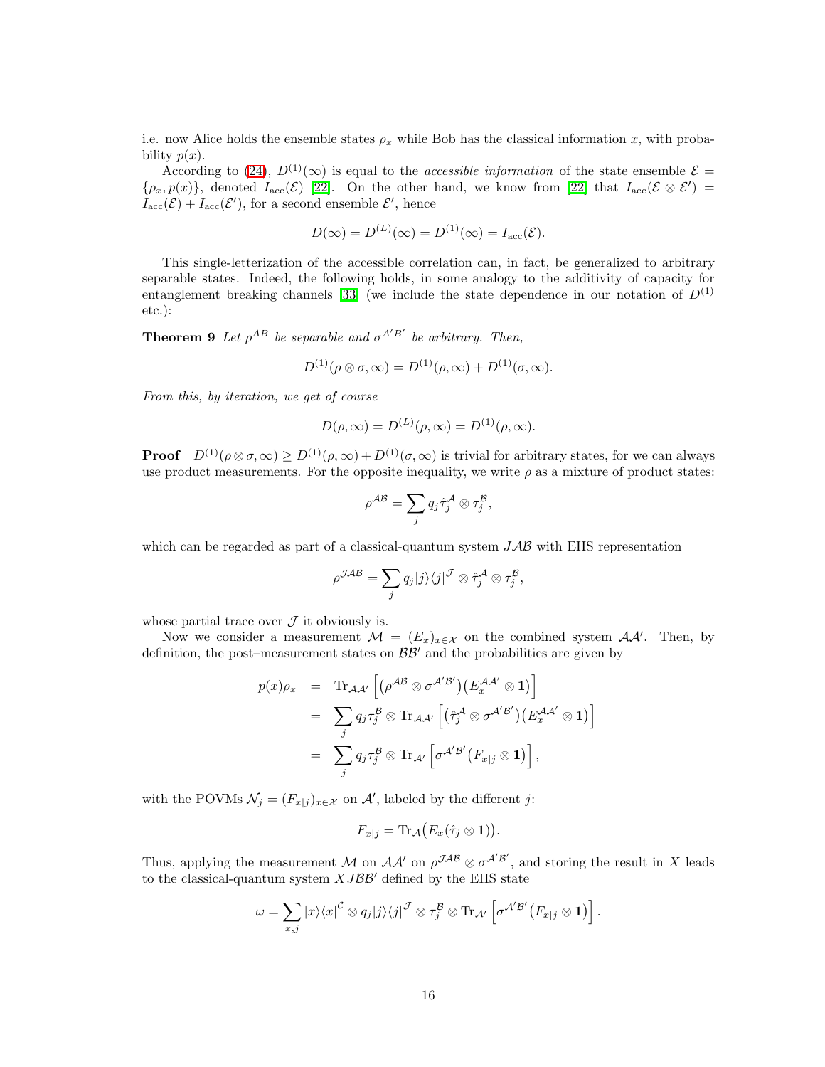i.e. now Alice holds the ensemble states $\rho_x$ while Bob has the classical information $x$, with probability $p(x)$.

According to (24), $D^{(1)}(\infty)$ is equal to the *accessible information* of the state ensemble $\mathcal{E} = \{\rho_x, p(x)\}$, denoted $I_{\rm acc}(\mathcal{E})$ [22]. On the other hand, we know from [22] that $I_{\rm acc}(\mathcal{E} \otimes \mathcal{E}') = I_{\rm acc}(\mathcal{E}) + I_{\rm acc}(\mathcal{E}')$, for a second ensemble $\mathcal{E}'$, hence

$$D(\infty) = D^{(L)}(\infty) = D^{(1)}(\infty) = I_{\rm acc}(\mathcal{E}).$$

This single-letterization of the accessible correlation can, in fact, be generalized to arbitrary separable states. Indeed, the following holds, in some analogy to the additivity of capacity for entanglement breaking channels [33] (we include the state dependence in our notation of $D^{(1)}$ etc.):

**Theorem 9** *Let $\rho^{AB}$ be separable and $\sigma^{A'B'}$ be arbitrary. Then,*

$$D^{(1)}(\rho \otimes \sigma, \infty) = D^{(1)}(\rho, \infty) + D^{(1)}(\sigma, \infty).$$

*From this, by iteration, we get of course*

$$D(\rho, \infty) = D^{(L)}(\rho, \infty) = D^{(1)}(\rho, \infty).$$

**Proof** $D^{(1)}(\rho \otimes \sigma, \infty) \geq D^{(1)}(\rho, \infty) + D^{(1)}(\sigma, \infty)$ is trivial for arbitrary states, for we can always use product measurements. For the opposite inequality, we write $\rho$ as a mixture of product states:

$$\rho^{\mathcal{AB}} = \sum_j q_j \hat{\tau}_j^{\mathcal{A}} \otimes \tau_j^{\mathcal{B}},$$

which can be regarded as part of a classical-quantum system $J\mathcal{AB}$ with EHS representation

$$\rho^{\mathcal{JAB}} = \sum_j q_j |j\rangle\langle j|^{\mathcal{J}} \otimes \hat{\tau}_j^{\mathcal{A}} \otimes \tau_j^{\mathcal{B}},$$

whose partial trace over $\mathcal{J}$ it obviously is.

Now we consider a measurement $\mathcal{M} = (E_x)_{x \in \mathcal{X}}$ on the combined system $\mathcal{AA}'$. Then, by definition, the post–measurement states on $\mathcal{BB}'$ and the probabilities are given by

$$\begin{aligned}
p(x)\rho_x &= \operatorname{Tr}_{\mathcal{AA}'}\left[\left(\rho^{\mathcal{AB}} \otimes \sigma^{\mathcal{A}'\mathcal{B}'}\right)\left(E_x^{\mathcal{AA}'} \otimes \mathbf{1}\right)\right] \\
&= \sum_j q_j \tau_j^{\mathcal{B}} \otimes \operatorname{Tr}_{\mathcal{AA}'}\left[\left(\hat{\tau}_j^{\mathcal{A}} \otimes \sigma^{\mathcal{A}'\mathcal{B}'}\right)\left(E_x^{\mathcal{AA}'} \otimes \mathbf{1}\right)\right] \\
&= \sum_j q_j \tau_j^{\mathcal{B}} \otimes \operatorname{Tr}_{\mathcal{A}'}\left[\sigma^{\mathcal{A}'\mathcal{B}'}\left(F_{x|j} \otimes \mathbf{1}\right)\right],
\end{aligned}$$

with the POVMs $\mathcal{N}_j = (F_{x|j})_{x \in \mathcal{X}}$ on $\mathcal{A}'$, labeled by the different $j$:

$$F_{x|j} = \operatorname{Tr}_{\mathcal{A}}\big(E_x(\hat{\tau}_j \otimes \mathbf{1})\big).$$

Thus, applying the measurement $\mathcal{M}$ on $\mathcal{AA}'$ on $\rho^{\mathcal{JAB}} \otimes \sigma^{\mathcal{A}'\mathcal{B}'}$, and storing the result in $X$ leads to the classical-quantum system $XJ\mathcal{BB}'$ defined by the EHS state

$$\omega = \sum_{x,j} |x\rangle\langle x|^{\mathcal{C}} \otimes q_j |j\rangle\langle j|^{\mathcal{J}} \otimes \tau_j^{\mathcal{B}} \otimes \operatorname{Tr}_{\mathcal{A}'}\left[\sigma^{\mathcal{A}'\mathcal{B}'}\left(F_{x|j} \otimes \mathbf{1}\right)\right].$$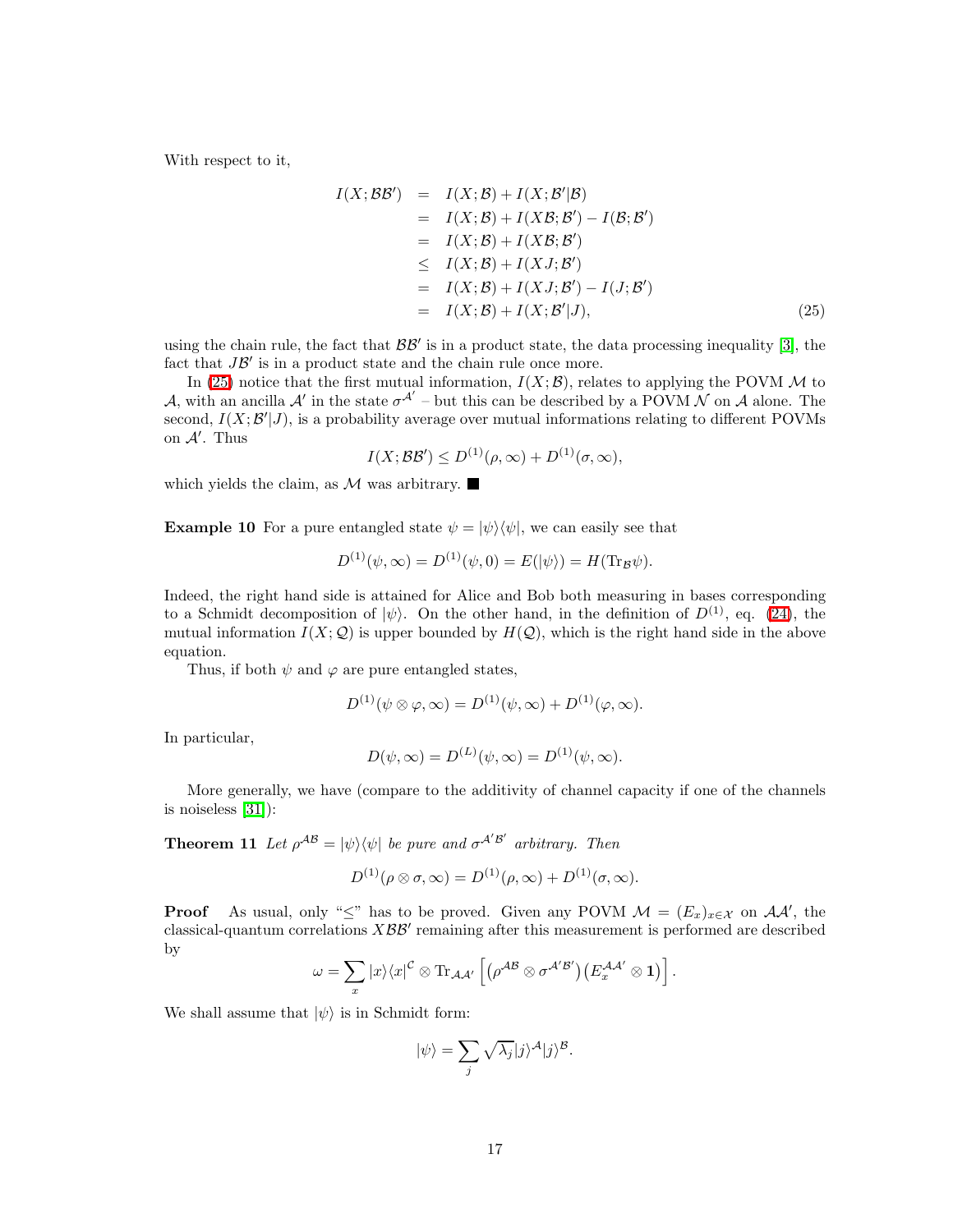With respect to it,

$$
\begin{aligned}
I(X;\mathcal{B}\mathcal{B}') &= I(X;\mathcal{B}) + I(X;\mathcal{B}'|\mathcal{B}) \\
&= I(X;\mathcal{B}) + I(X\mathcal{B};\mathcal{B}') - I(\mathcal{B};\mathcal{B}') \\
&= I(X;\mathcal{B}) + I(X\mathcal{B};\mathcal{B}') \\
&\leq I(X;\mathcal{B}) + I(XJ;\mathcal{B}') \\
&= I(X;\mathcal{B}) + I(XJ;\mathcal{B}') - I(J;\mathcal{B}') \\
&= I(X;\mathcal{B}) + I(X;\mathcal{B}'|J),
\end{aligned}
\tag{25}
$$

using the chain rule, the fact that $\mathcal{B}\mathcal{B}'$ is in a product state, the data processing inequality [3], the fact that $J\mathcal{B}'$ is in a product state and the chain rule once more.

In (25) notice that the first mutual information, $I(X;\mathcal{B})$, relates to applying the POVM $\mathcal{M}$ to $\mathcal{A}$, with an ancilla $\mathcal{A}'$ in the state $\sigma^{\mathcal{A}'}$ – but this can be described by a POVM $\mathcal{N}$ on $\mathcal{A}$ alone. The second, $I(X;\mathcal{B}'|J)$, is a probability average over mutual informations relating to different POVMs on $\mathcal{A}'$. Thus

$$
I(X;\mathcal{B}\mathcal{B}') \leq D^{(1)}(\rho,\infty) + D^{(1)}(\sigma,\infty),
$$

which yields the claim, as $\mathcal{M}$ was arbitrary. ■

**Example 10** For a pure entangled state $\psi = |\psi\rangle\langle\psi|$, we can easily see that

$$
D^{(1)}(\psi,\infty) = D^{(1)}(\psi,0) = E(|\psi\rangle) = H(\mathrm{Tr}_{\mathcal{B}}\psi).
$$

Indeed, the right hand side is attained for Alice and Bob both measuring in bases corresponding to a Schmidt decomposition of $|\psi\rangle$. On the other hand, in the definition of $D^{(1)}$, eq. (24), the mutual information $I(X;\mathcal{Q})$ is upper bounded by $H(\mathcal{Q})$, which is the right hand side in the above equation.

Thus, if both $\psi$ and $\varphi$ are pure entangled states,

$$
D^{(1)}(\psi\otimes\varphi,\infty) = D^{(1)}(\psi,\infty) + D^{(1)}(\varphi,\infty).
$$

In particular,

$$
D(\psi,\infty) = D^{(L)}(\psi,\infty) = D^{(1)}(\psi,\infty).
$$

More generally, we have (compare to the additivity of channel capacity if one of the channels is noiseless [31]):

**Theorem 11** *Let $\rho^{\mathcal{A}\mathcal{B}} = |\psi\rangle\langle\psi|$ be pure and $\sigma^{\mathcal{A}'\mathcal{B}'}$ arbitrary. Then*

$$
D^{(1)}(\rho\otimes\sigma,\infty) = D^{(1)}(\rho,\infty) + D^{(1)}(\sigma,\infty).
$$

**Proof** As usual, only "$\leq$" has to be proved. Given any POVM $\mathcal{M} = (E_x)_{x\in\mathcal{X}}$ on $\mathcal{A}\mathcal{A}'$, the classical-quantum correlations $X\mathcal{B}\mathcal{B}'$ remaining after this measurement is performed are described by

$$
\omega = \sum_x |x\rangle\langle x|^{\mathcal{C}} \otimes \mathrm{Tr}_{\mathcal{A}\mathcal{A}'}\left[\left(\rho^{\mathcal{A}\mathcal{B}}\otimes\sigma^{\mathcal{A}'\mathcal{B}'}\right)\left(E_x^{\mathcal{A}\mathcal{A}'}\otimes\mathbf{1}\right)\right].
$$

We shall assume that $|\psi\rangle$ is in Schmidt form:

$$
|\psi\rangle = \sum_j \sqrt{\lambda_j}|j\rangle^{\mathcal{A}}|j\rangle^{\mathcal{B}}.
$$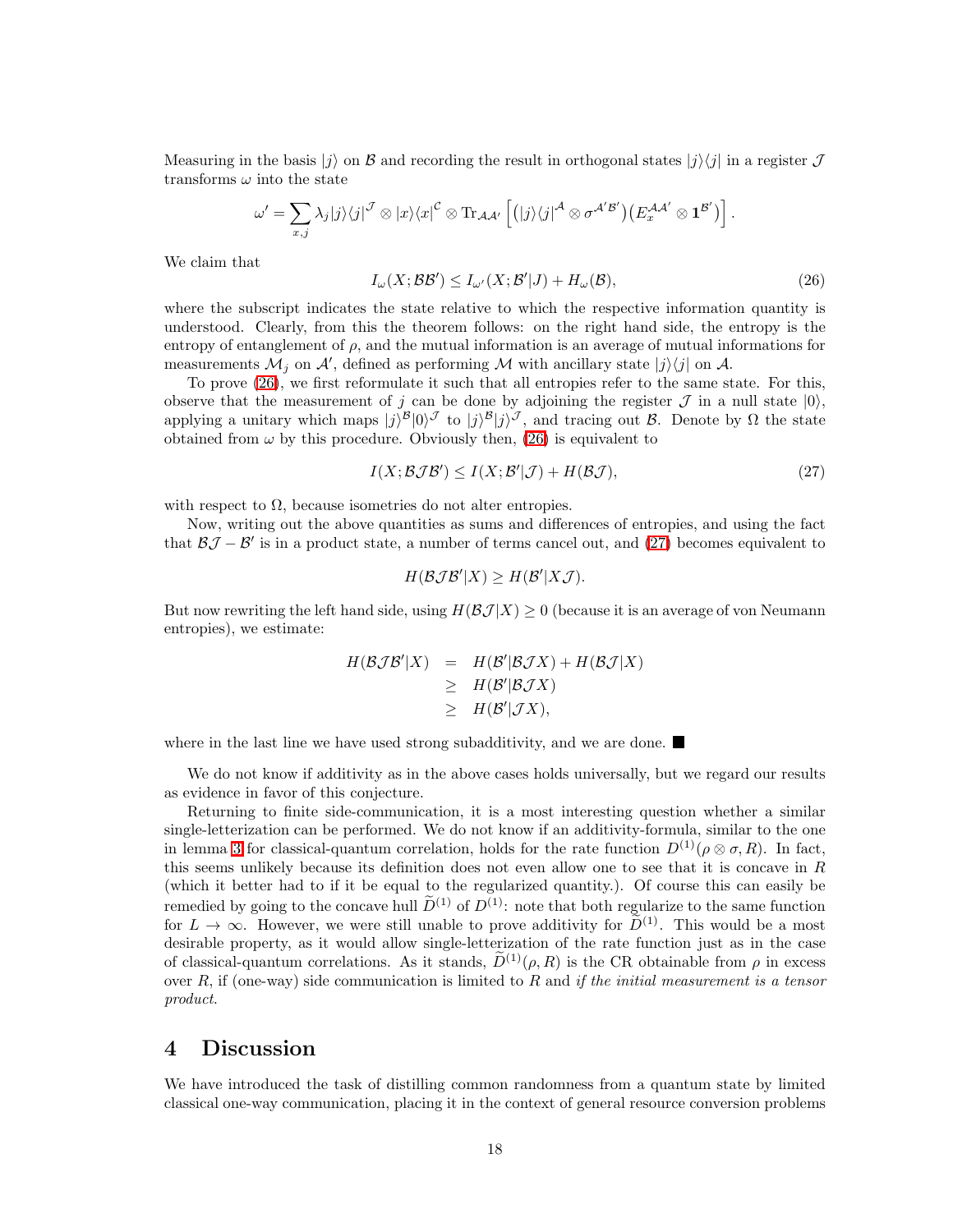Measuring in the basis $|j\rangle$ on $\mathcal{B}$ and recording the result in orthogonal states $|j\rangle\langle j|$ in a register $\mathcal{J}$ transforms $\omega$ into the state

$$\omega' = \sum_{x,j} \lambda_j |j\rangle\langle j|^{\mathcal{J}} \otimes |x\rangle\langle x|^{\mathcal{C}} \otimes \mathrm{Tr}_{\mathcal{A}\mathcal{A}'}\left[\left(|j\rangle\langle j|^{\mathcal{A}} \otimes \sigma^{\mathcal{A}'\mathcal{B}'}\right)\left(E_x^{\mathcal{A}\mathcal{A}'} \otimes \mathbf{1}^{\mathcal{B}'}\right)\right].$$

We claim that

$$I_\omega(X;\mathcal{B}\mathcal{B}') \leq I_{\omega'}(X;\mathcal{B}'|J) + H_\omega(\mathcal{B}), \tag{26}$$

where the subscript indicates the state relative to which the respective information quantity is understood. Clearly, from this the theorem follows: on the right hand side, the entropy is the entropy of entanglement of $\rho$, and the mutual information is an average of mutual informations for measurements $\mathcal{M}_j$ on $\mathcal{A}'$, defined as performing $\mathcal{M}$ with ancillary state $|j\rangle\langle j|$ on $\mathcal{A}$.

To prove (26), we first reformulate it such that all entropies refer to the same state. For this, observe that the measurement of $j$ can be done by adjoining the register $\mathcal{J}$ in a null state $|0\rangle$, applying a unitary which maps $|j\rangle^{\mathcal{B}}|0\rangle^{\mathcal{J}}$ to $|j\rangle^{\mathcal{B}}|j\rangle^{\mathcal{J}}$, and tracing out $\mathcal{B}$. Denote by $\Omega$ the state obtained from $\omega$ by this procedure. Obviously then, (26) is equivalent to

$$I(X;\mathcal{B}\mathcal{J}\mathcal{B}') \leq I(X;\mathcal{B}'|\mathcal{J}) + H(\mathcal{B}\mathcal{J}), \tag{27}$$

with respect to $\Omega$, because isometries do not alter entropies.

Now, writing out the above quantities as sums and differences of entropies, and using the fact that $\mathcal{B}\mathcal{J} - \mathcal{B}'$ is in a product state, a number of terms cancel out, and (27) becomes equivalent to

$$H(\mathcal{B}\mathcal{J}\mathcal{B}'|X) \geq H(\mathcal{B}'|X\mathcal{J}).$$

But now rewriting the left hand side, using $H(\mathcal{B}\mathcal{J}|X) \geq 0$ (because it is an average of von Neumann entropies), we estimate:

$$\begin{aligned}
H(\mathcal{B}\mathcal{J}\mathcal{B}'|X) &= H(\mathcal{B}'|\mathcal{B}\mathcal{J}X) + H(\mathcal{B}\mathcal{J}|X) \\
&\geq H(\mathcal{B}'|\mathcal{B}\mathcal{J}X) \\
&\geq H(\mathcal{B}'|\mathcal{J}X),
\end{aligned}$$

where in the last line we have used strong subadditivity, and we are done. ■

We do not know if additivity as in the above cases holds universally, but we regard our results as evidence in favor of this conjecture.

Returning to finite side-communication, it is a most interesting question whether a similar single-letterization can be performed. We do not know if an additivity-formula, similar to the one in lemma 3 for classical-quantum correlation, holds for the rate function $D^{(1)}(\rho \otimes \sigma, R)$. In fact, this seems unlikely because its definition does not even allow one to see that it is concave in $R$ (which it better had to if it be equal to the regularized quantity.). Of course this can easily be remedied by going to the concave hull $\widetilde{D}^{(1)}$ of $D^{(1)}$: note that both regularize to the same function for $L \to \infty$. However, we were still unable to prove additivity for $\widetilde{D}^{(1)}$. This would be a most desirable property, as it would allow single-letterization of the rate function just as in the case of classical-quantum correlations. As it stands, $\widetilde{D}^{(1)}(\rho, R)$ is the CR obtainable from $\rho$ in excess over $R$, if (one-way) side communication is limited to $R$ and *if the initial measurement is a tensor product.*

## 4 Discussion

We have introduced the task of distilling common randomness from a quantum state by limited classical one-way communication, placing it in the context of general resource conversion problems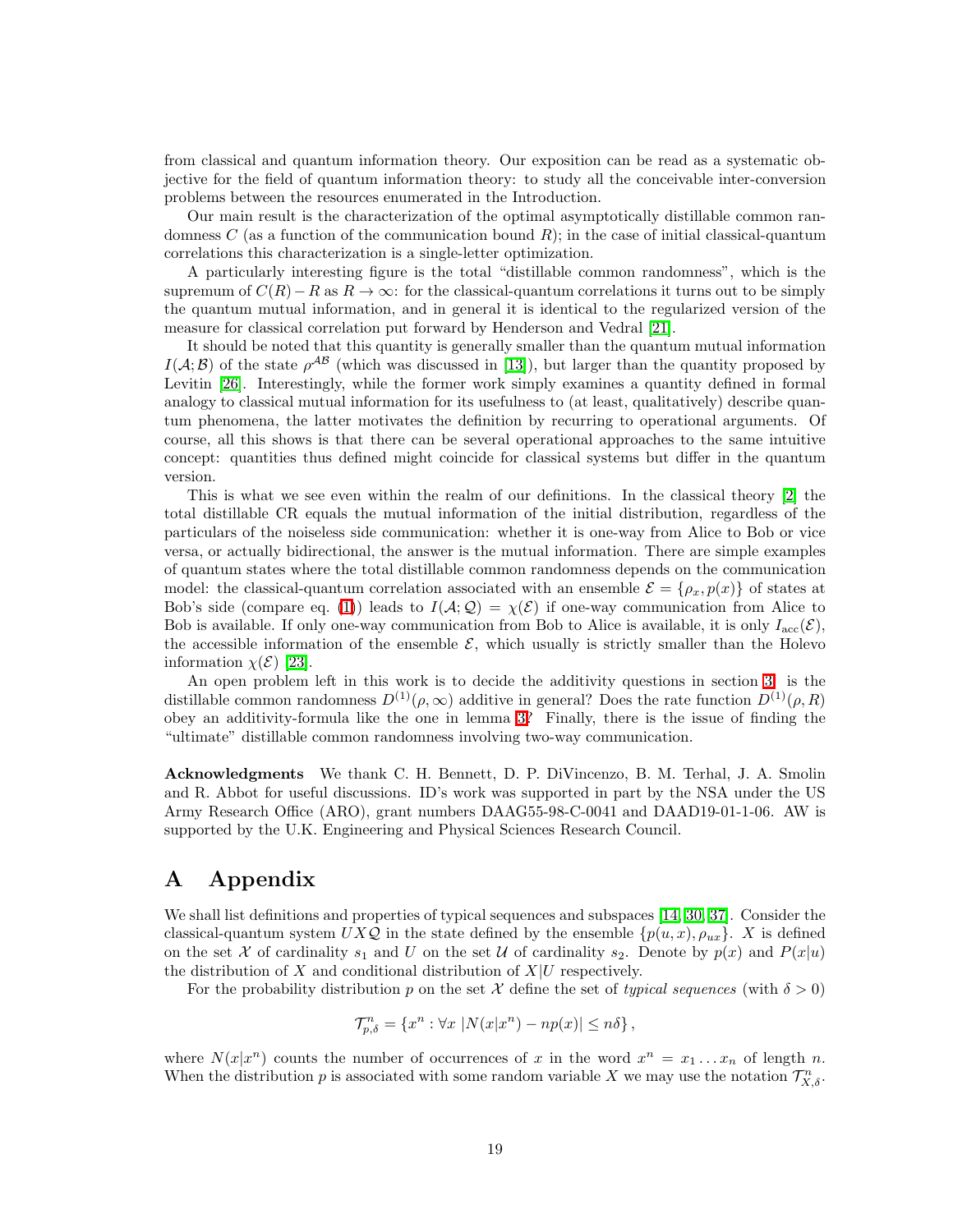from classical and quantum information theory. Our exposition can be read as a systematic objective for the field of quantum information theory: to study all the conceivable inter-conversion problems between the resources enumerated in the Introduction.

Our main result is the characterization of the optimal asymptotically distillable common randomness $C$ (as a function of the communication bound $R$); in the case of initial classical-quantum correlations this characterization is a single-letter optimization.

A particularly interesting figure is the total "distillable common randomness", which is the supremum of $C(R) - R$ as $R \to \infty$: for the classical-quantum correlations it turns out to be simply the quantum mutual information, and in general it is identical to the regularized version of the measure for classical correlation put forward by Henderson and Vedral [21].

It should be noted that this quantity is generally smaller than the quantum mutual information $I(\mathcal{A}; \mathcal{B})$ of the state $\rho^{\mathcal{AB}}$ (which was discussed in [13]), but larger than the quantity proposed by Levitin [26]. Interestingly, while the former work simply examines a quantity defined in formal analogy to classical mutual information for its usefulness to (at least, qualitatively) describe quantum phenomena, the latter motivates the definition by recurring to operational arguments. Of course, all this shows is that there can be several operational approaches to the same intuitive concept: quantities thus defined might coincide for classical systems but differ in the quantum version.

This is what we see even within the realm of our definitions. In the classical theory [2] the total distillable CR equals the mutual information of the initial distribution, regardless of the particulars of the noiseless side communication: whether it is one-way from Alice to Bob or vice versa, or actually bidirectional, the answer is the mutual information. There are simple examples of quantum states where the total distillable common randomness depends on the communication model: the classical-quantum correlation associated with an ensemble $\mathcal{E} = \{\rho_x, p(x)\}$ of states at Bob's side (compare eq. (1)) leads to $I(\mathcal{A}; \mathcal{Q}) = \chi(\mathcal{E})$ if one-way communication from Alice to Bob is available. If only one-way communication from Bob to Alice is available, it is only $I_{\rm acc}(\mathcal{E})$, the accessible information of the ensemble $\mathcal{E}$, which usually is strictly smaller than the Holevo information $\chi(\mathcal{E})$ [23].

An open problem left in this work is to decide the additivity questions in section 3: is the distillable common randomness $D^{(1)}(\rho, \infty)$ additive in general? Does the rate function $D^{(1)}(\rho, R)$ obey an additivity-formula like the one in lemma 3? Finally, there is the issue of finding the "ultimate" distillable common randomness involving two-way communication.

**Acknowledgments** We thank C. H. Bennett, D. P. DiVincenzo, B. M. Terhal, J. A. Smolin and R. Abbot for useful discussions. ID's work was supported in part by the NSA under the US Army Research Office (ARO), grant numbers DAAG55-98-C-0041 and DAAD19-01-1-06. AW is supported by the U.K. Engineering and Physical Sciences Research Council.

# A Appendix

We shall list definitions and properties of typical sequences and subspaces [14, 30, 37]. Consider the classical-quantum system $UX\mathcal{Q}$ in the state defined by the ensemble $\{p(u, x), \rho_{ux}\}$. $X$ is defined on the set $\mathcal{X}$ of cardinality $s_1$ and $U$ on the set $\mathcal{U}$ of cardinality $s_2$. Denote by $p(x)$ and $P(x|u)$ the distribution of $X$ and conditional distribution of $X|U$ respectively.

For the probability distribution $p$ on the set $\mathcal{X}$ define the set of *typical sequences* (with $\delta > 0$)

$$\mathcal{T}^n_{p,\delta} = \{x^n : \forall x \ |N(x|x^n) - np(x)| \leq n\delta\},$$

where $N(x|x^n)$ counts the number of occurrences of $x$ in the word $x^n = x_1 \dots x_n$ of length $n$. When the distribution $p$ is associated with some random variable $X$ we may use the notation $\mathcal{T}^n_{X,\delta}$.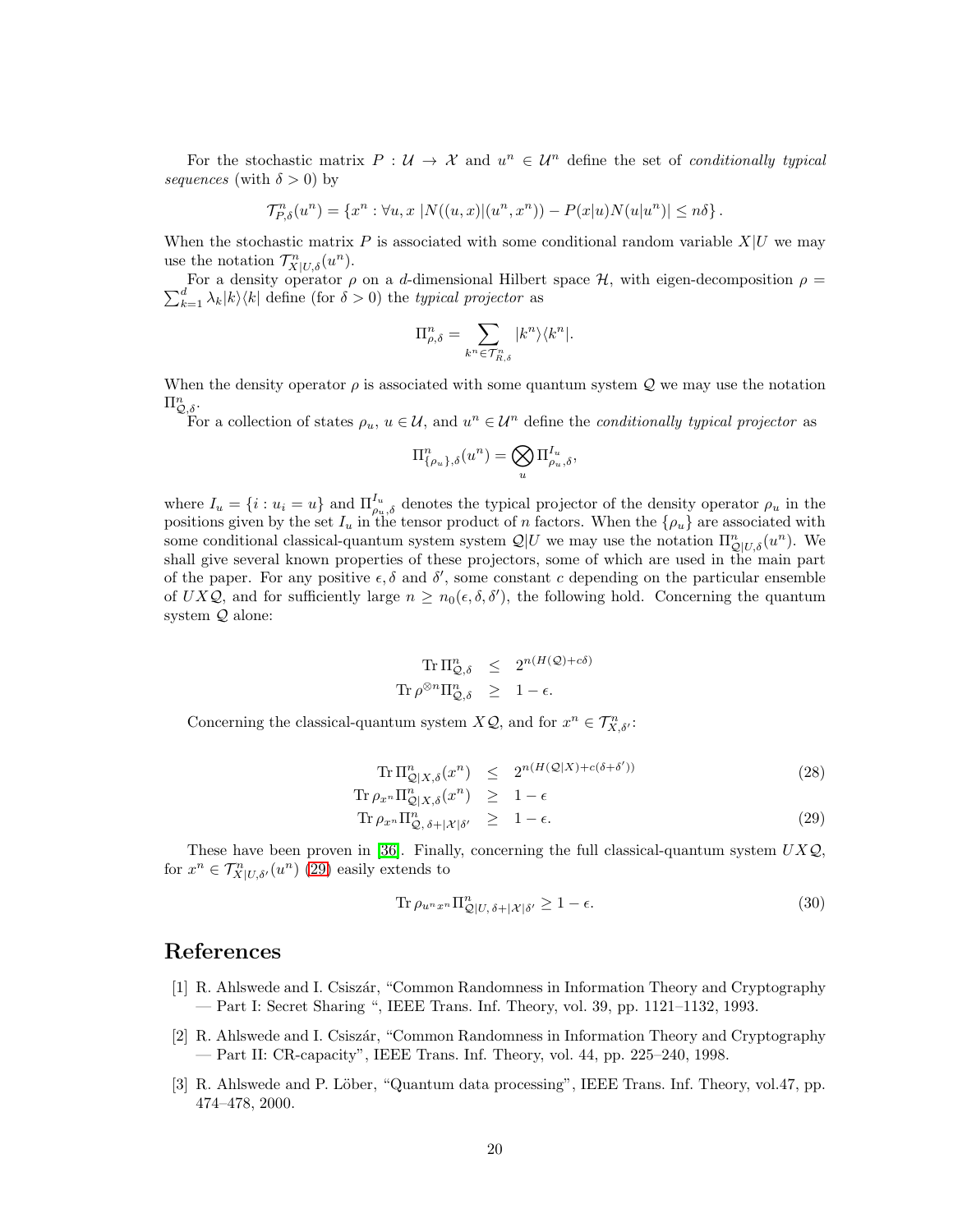For the stochastic matrix $P : \mathcal{U} \to \mathcal{X}$ and $u^n \in \mathcal{U}^n$ define the set of *conditionally typical sequences* (with $\delta > 0$) by

$$\mathcal{T}^n_{P,\delta}(u^n) = \{x^n : \forall u, x \ |N((u,x)|(u^n, x^n)) - P(x|u)N(u|u^n)| \leq n\delta\} \, .$$

When the stochastic matrix $P$ is associated with some conditional random variable $X|U$ we may use the notation $\mathcal{T}^n_{X|U,\delta}(u^n)$.

For a density operator $\rho$ on a $d$-dimensional Hilbert space $\mathcal{H}$, with eigen-decomposition $\rho = \sum_{k=1}^d \lambda_k |k\rangle\langle k|$ define (for $\delta > 0$) the *typical projector* as

$$\Pi^n_{\rho,\delta} = \sum_{k^n \in \mathcal{T}^n_{R,\delta}} |k^n\rangle\langle k^n|.$$

When the density operator $\rho$ is associated with some quantum system $\mathcal{Q}$ we may use the notation $\Pi^n_{\mathcal{Q},\delta}$.

For a collection of states $\rho_u$, $u \in \mathcal{U}$, and $u^n \in \mathcal{U}^n$ define the *conditionally typical projector* as

$$\Pi^n_{\{\rho_u\},\delta}(u^n) = \bigotimes_u \Pi^{I_u}_{\rho_u,\delta},$$

where $I_u = \{i : u_i = u\}$ and $\Pi^{I_u}_{\rho_u,\delta}$ denotes the typical projector of the density operator $\rho_u$ in the positions given by the set $I_u$ in the tensor product of $n$ factors. When the $\{\rho_u\}$ are associated with some conditional classical-quantum system system $\mathcal{Q}|U$ we may use the notation $\Pi^n_{\mathcal{Q}|U,\delta}(u^n)$. We shall give several known properties of these projectors, some of which are used in the main part of the paper. For any positive $\epsilon, \delta$ and $\delta'$, some constant $c$ depending on the particular ensemble of $UX\mathcal{Q}$, and for sufficiently large $n \geq n_0(\epsilon, \delta, \delta')$, the following hold. Concerning the quantum system $\mathcal{Q}$ alone:

$$\begin{aligned}
\operatorname{Tr} \Pi^n_{\mathcal{Q},\delta} &\leq 2^{n(H(\mathcal{Q})+c\delta)} \\
\operatorname{Tr} \rho^{\otimes n} \Pi^n_{\mathcal{Q},\delta} &\geq 1 - \epsilon.
\end{aligned}$$

Concerning the classical-quantum system $X\mathcal{Q}$, and for $x^n \in \mathcal{T}^n_{X,\delta'}$:

$$\begin{aligned}
\operatorname{Tr} \Pi^n_{\mathcal{Q}|X,\delta}(x^n) &\leq 2^{n(H(\mathcal{Q}|X)+c(\delta+\delta'))} && (28) \\
\operatorname{Tr} \rho_{x^n} \Pi^n_{\mathcal{Q}|X,\delta}(x^n) &\geq 1 - \epsilon \\
\operatorname{Tr} \rho_{x^n} \Pi^n_{\mathcal{Q},\, \delta+|\mathcal{X}|\delta'} &\geq 1 - \epsilon. && (29)
\end{aligned}$$

These have been proven in [36]. Finally, concerning the full classical-quantum system $UX\mathcal{Q}$, for $x^n \in \mathcal{T}^n_{X|U,\delta'}(u^n)$ (29) easily extends to

$$\operatorname{Tr} \rho_{u^n x^n} \Pi^n_{\mathcal{Q}|U,\, \delta+|\mathcal{X}|\delta'} \geq 1 - \epsilon. \tag{30}$$

# References

[1] R. Ahlswede and I. Csiszár, "Common Randomness in Information Theory and Cryptography — Part I: Secret Sharing ", IEEE Trans. Inf. Theory, vol. 39, pp. 1121–1132, 1993.

[2] R. Ahlswede and I. Csiszár, "Common Randomness in Information Theory and Cryptography — Part II: CR-capacity", IEEE Trans. Inf. Theory, vol. 44, pp. 225–240, 1998.

[3] R. Ahlswede and P. Löber, "Quantum data processing", IEEE Trans. Inf. Theory, vol.47, pp. 474–478, 2000.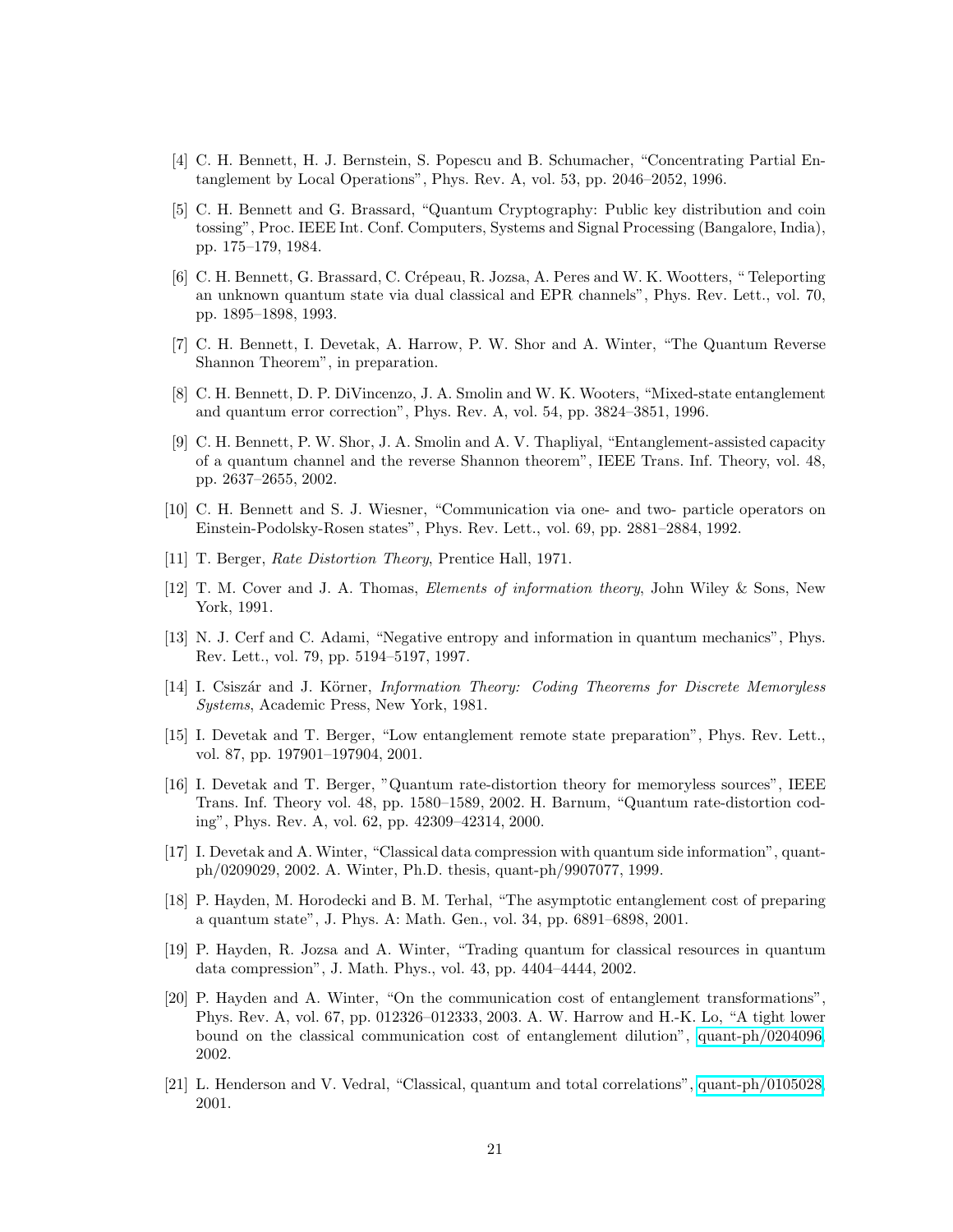[4] C. H. Bennett, H. J. Bernstein, S. Popescu and B. Schumacher, "Concentrating Partial Entanglement by Local Operations", Phys. Rev. A, vol. 53, pp. 2046–2052, 1996.

[5] C. H. Bennett and G. Brassard, "Quantum Cryptography: Public key distribution and coin tossing", Proc. IEEE Int. Conf. Computers, Systems and Signal Processing (Bangalore, India), pp. 175–179, 1984.

[6] C. H. Bennett, G. Brassard, C. Crépeau, R. Jozsa, A. Peres and W. K. Wootters, " Teleporting an unknown quantum state via dual classical and EPR channels", Phys. Rev. Lett., vol. 70, pp. 1895–1898, 1993.

[7] C. H. Bennett, I. Devetak, A. Harrow, P. W. Shor and A. Winter, "The Quantum Reverse Shannon Theorem", in preparation.

[8] C. H. Bennett, D. P. DiVincenzo, J. A. Smolin and W. K. Wooters, "Mixed-state entanglement and quantum error correction", Phys. Rev. A, vol. 54, pp. 3824–3851, 1996.

[9] C. H. Bennett, P. W. Shor, J. A. Smolin and A. V. Thapliyal, "Entanglement-assisted capacity of a quantum channel and the reverse Shannon theorem", IEEE Trans. Inf. Theory, vol. 48, pp. 2637–2655, 2002.

[10] C. H. Bennett and S. J. Wiesner, "Communication via one- and two- particle operators on Einstein-Podolsky-Rosen states", Phys. Rev. Lett., vol. 69, pp. 2881–2884, 1992.

[11] T. Berger, *Rate Distortion Theory*, Prentice Hall, 1971.

[12] T. M. Cover and J. A. Thomas, *Elements of information theory*, John Wiley & Sons, New York, 1991.

[13] N. J. Cerf and C. Adami, "Negative entropy and information in quantum mechanics", Phys. Rev. Lett., vol. 79, pp. 5194–5197, 1997.

[14] I. Csiszár and J. Körner, *Information Theory: Coding Theorems for Discrete Memoryless Systems*, Academic Press, New York, 1981.

[15] I. Devetak and T. Berger, "Low entanglement remote state preparation", Phys. Rev. Lett., vol. 87, pp. 197901–197904, 2001.

[16] I. Devetak and T. Berger, "Quantum rate-distortion theory for memoryless sources", IEEE Trans. Inf. Theory vol. 48, pp. 1580–1589, 2002. H. Barnum, "Quantum rate-distortion coding", Phys. Rev. A, vol. 62, pp. 42309–42314, 2000.

[17] I. Devetak and A. Winter, "Classical data compression with quantum side information", quant-ph/0209029, 2002. A. Winter, Ph.D. thesis, quant-ph/9907077, 1999.

[18] P. Hayden, M. Horodecki and B. M. Terhal, "The asymptotic entanglement cost of preparing a quantum state", J. Phys. A: Math. Gen., vol. 34, pp. 6891–6898, 2001.

[19] P. Hayden, R. Jozsa and A. Winter, "Trading quantum for classical resources in quantum data compression", J. Math. Phys., vol. 43, pp. 4404–4444, 2002.

[20] P. Hayden and A. Winter, "On the communication cost of entanglement transformations", Phys. Rev. A, vol. 67, pp. 012326–012333, 2003. A. W. Harrow and H.-K. Lo, "A tight lower bound on the classical communication cost of entanglement dilution", quant-ph/0204096, 2002.

[21] L. Henderson and V. Vedral, "Classical, quantum and total correlations", quant-ph/0105028, 2001.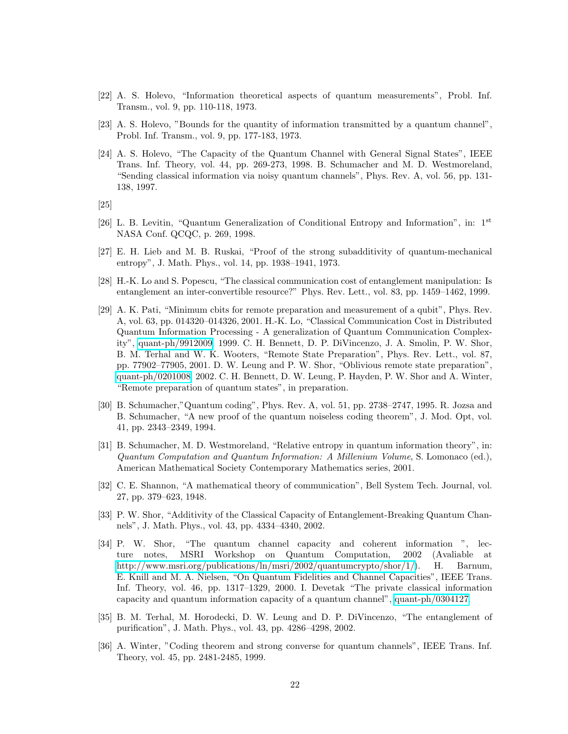[22] A. S. Holevo, "Information theoretical aspects of quantum measurements", Probl. Inf. Transm., vol. 9, pp. 110-118, 1973.

[23] A. S. Holevo, "Bounds for the quantity of information transmitted by a quantum channel", Probl. Inf. Transm., vol. 9, pp. 177-183, 1973.

[24] A. S. Holevo, "The Capacity of the Quantum Channel with General Signal States", IEEE Trans. Inf. Theory, vol. 44, pp. 269-273, 1998. B. Schumacher and M. D. Westmoreland, "Sending classical information via noisy quantum channels", Phys. Rev. A, vol. 56, pp. 131-138, 1997.

[25]

[26] L. B. Levitin, "Quantum Generalization of Conditional Entropy and Information", in: 1st NASA Conf. QCQC, p. 269, 1998.

[27] E. H. Lieb and M. B. Ruskai, "Proof of the strong subadditivity of quantum-mechanical entropy", J. Math. Phys., vol. 14, pp. 1938–1941, 1973.

[28] H.-K. Lo and S. Popescu, "The classical communication cost of entanglement manipulation: Is entanglement an inter-convertible resource?" Phys. Rev. Lett., vol. 83, pp. 1459–1462, 1999.

[29] A. K. Pati, "Minimum cbits for remote preparation and measurement of a qubit", Phys. Rev. A, vol. 63, pp. 014320–014326, 2001. H.-K. Lo, "Classical Communication Cost in Distributed Quantum Information Processing - A generalization of Quantum Communication Complexity", quant-ph/9912009, 1999. C. H. Bennett, D. P. DiVincenzo, J. A. Smolin, P. W. Shor, B. M. Terhal and W. K. Wooters, "Remote State Preparation", Phys. Rev. Lett., vol. 87, pp. 77902–77905, 2001. D. W. Leung and P. W. Shor, "Oblivious remote state preparation", quant-ph/0201008, 2002. C. H. Bennett, D. W. Leung, P. Hayden, P. W. Shor and A. Winter, "Remote preparation of quantum states", in preparation.

[30] B. Schumacher,"Quantum coding", Phys. Rev. A, vol. 51, pp. 2738–2747, 1995. R. Jozsa and B. Schumacher, "A new proof of the quantum noiseless coding theorem", J. Mod. Opt, vol. 41, pp. 2343–2349, 1994.

[31] B. Schumacher, M. D. Westmoreland, "Relative entropy in quantum information theory", in: *Quantum Computation and Quantum Information: A Millenium Volume*, S. Lomonaco (ed.), American Mathematical Society Contemporary Mathematics series, 2001.

[32] C. E. Shannon, "A mathematical theory of communication", Bell System Tech. Journal, vol. 27, pp. 379–623, 1948.

[33] P. W. Shor, "Additivity of the Classical Capacity of Entanglement-Breaking Quantum Channels", J. Math. Phys., vol. 43, pp. 4334–4340, 2002.

[34] P. W. Shor, "The quantum channel capacity and coherent information ", lecture notes, MSRI Workshop on Quantum Computation, 2002 (Avaliable at http://www.msri.org/publications/ln/msri/2002/quantumcrypto/shor/1/). H. Barnum, E. Knill and M. A. Nielsen, "On Quantum Fidelities and Channel Capacities", IEEE Trans. Inf. Theory, vol. 46, pp. 1317–1329, 2000. I. Devetak "The private classical information capacity and quantum information capacity of a quantum channel", quant-ph/0304127.

[35] B. M. Terhal, M. Horodecki, D. W. Leung and D. P. DiVincenzo, "The entanglement of purification", J. Math. Phys., vol. 43, pp. 4286–4298, 2002.

[36] A. Winter, "Coding theorem and strong converse for quantum channels", IEEE Trans. Inf. Theory, vol. 45, pp. 2481-2485, 1999.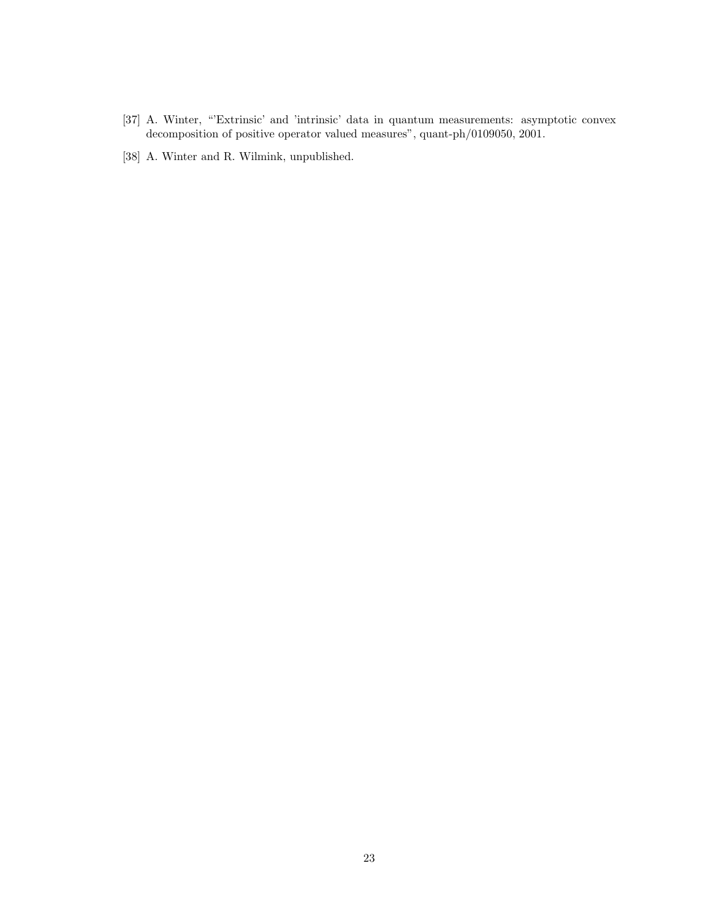[37] A. Winter, "'Extrinsic' and 'intrinsic' data in quantum measurements: asymptotic convex decomposition of positive operator valued measures", quant-ph/0109050, 2001.

[38] A. Winter and R. Wilmink, unpublished.